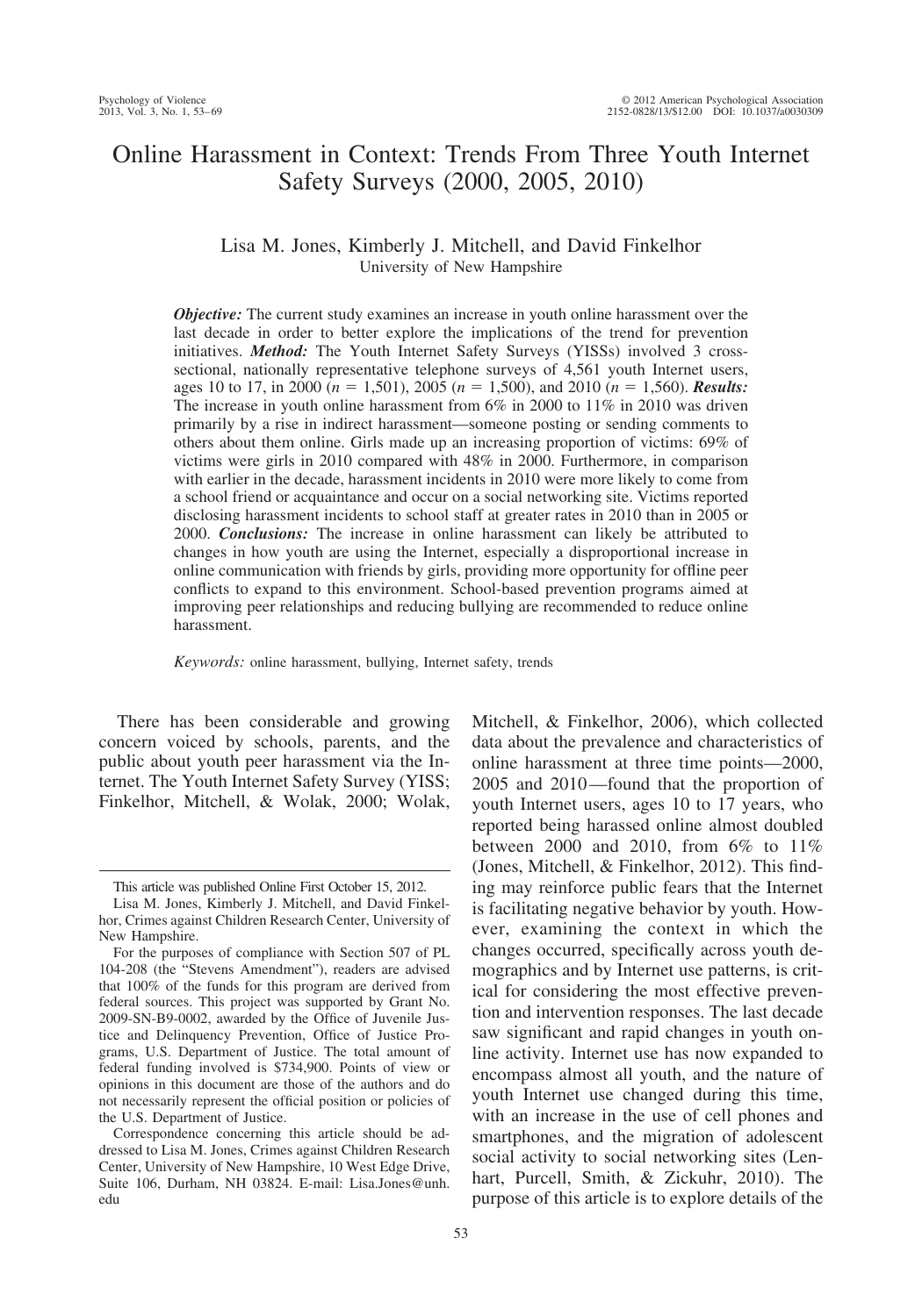# Online Harassment in Context: Trends From Three Youth Internet Safety Surveys (2000, 2005, 2010)

Lisa M. Jones, Kimberly J. Mitchell, and David Finkelhor
University of New Hampshire

***Objective:*** The current study examines an increase in youth online harassment over the last decade in order to better explore the implications of the trend for prevention initiatives. ***Method:*** The Youth Internet Safety Surveys (YISSs) involved 3 cross-sectional, nationally representative telephone surveys of 4,561 youth Internet users, ages 10 to 17, in 2000 ($n = 1,501$), 2005 ($n = 1,500$), and 2010 ($n = 1,560$). ***Results:*** The increase in youth online harassment from 6% in 2000 to 11% in 2010 was driven primarily by a rise in indirect harassment—someone posting or sending comments to others about them online. Girls made up an increasing proportion of victims: 69% of victims were girls in 2010 compared with 48% in 2000. Furthermore, in comparison with earlier in the decade, harassment incidents in 2010 were more likely to come from a school friend or acquaintance and occur on a social networking site. Victims reported disclosing harassment incidents to school staff at greater rates in 2010 than in 2005 or 2000. ***Conclusions:*** The increase in online harassment can likely be attributed to changes in how youth are using the Internet, especially a disproportional increase in online communication with friends by girls, providing more opportunity for offline peer conflicts to expand to this environment. School-based prevention programs aimed at improving peer relationships and reducing bullying are recommended to reduce online harassment.

*Keywords:* online harassment, bullying, Internet safety, trends

There has been considerable and growing concern voiced by schools, parents, and the public about youth peer harassment via the Internet. The Youth Internet Safety Survey (YISS; Finkelhor, Mitchell, & Wolak, 2000; Wolak, Mitchell, & Finkelhor, 2006), which collected data about the prevalence and characteristics of online harassment at three time points—2000, 2005 and 2010—found that the proportion of youth Internet users, ages 10 to 17 years, who reported being harassed online almost doubled between 2000 and 2010, from 6% to 11% (Jones, Mitchell, & Finkelhor, 2012). This finding may reinforce public fears that the Internet is facilitating negative behavior by youth. However, examining the context in which the changes occurred, specifically across youth demographics and by Internet use patterns, is critical for considering the most effective prevention and intervention responses. The last decade saw significant and rapid changes in youth online activity. Internet use has now expanded to encompass almost all youth, and the nature of youth Internet use changed during this time, with an increase in the use of cell phones and smartphones, and the migration of adolescent social activity to social networking sites (Lenhart, Purcell, Smith, & Zickuhr, 2010). The purpose of this article is to explore details of the

---

This article was published Online First October 15, 2012.

Lisa M. Jones, Kimberly J. Mitchell, and David Finkelhor, Crimes against Children Research Center, University of New Hampshire.

For the purposes of compliance with Section 507 of PL 104-208 (the "Stevens Amendment"), readers are advised that 100% of the funds for this program are derived from federal sources. This project was supported by Grant No. 2009-SN-B9-0002, awarded by the Office of Juvenile Justice and Delinquency Prevention, Office of Justice Programs, U.S. Department of Justice. The total amount of federal funding involved is $734,900. Points of view or opinions in this document are those of the authors and do not necessarily represent the official position or policies of the U.S. Department of Justice.

Correspondence concerning this article should be addressed to Lisa M. Jones, Crimes against Children Research Center, University of New Hampshire, 10 West Edge Drive, Suite 106, Durham, NH 03824. E-mail: Lisa.Jones@unh.edu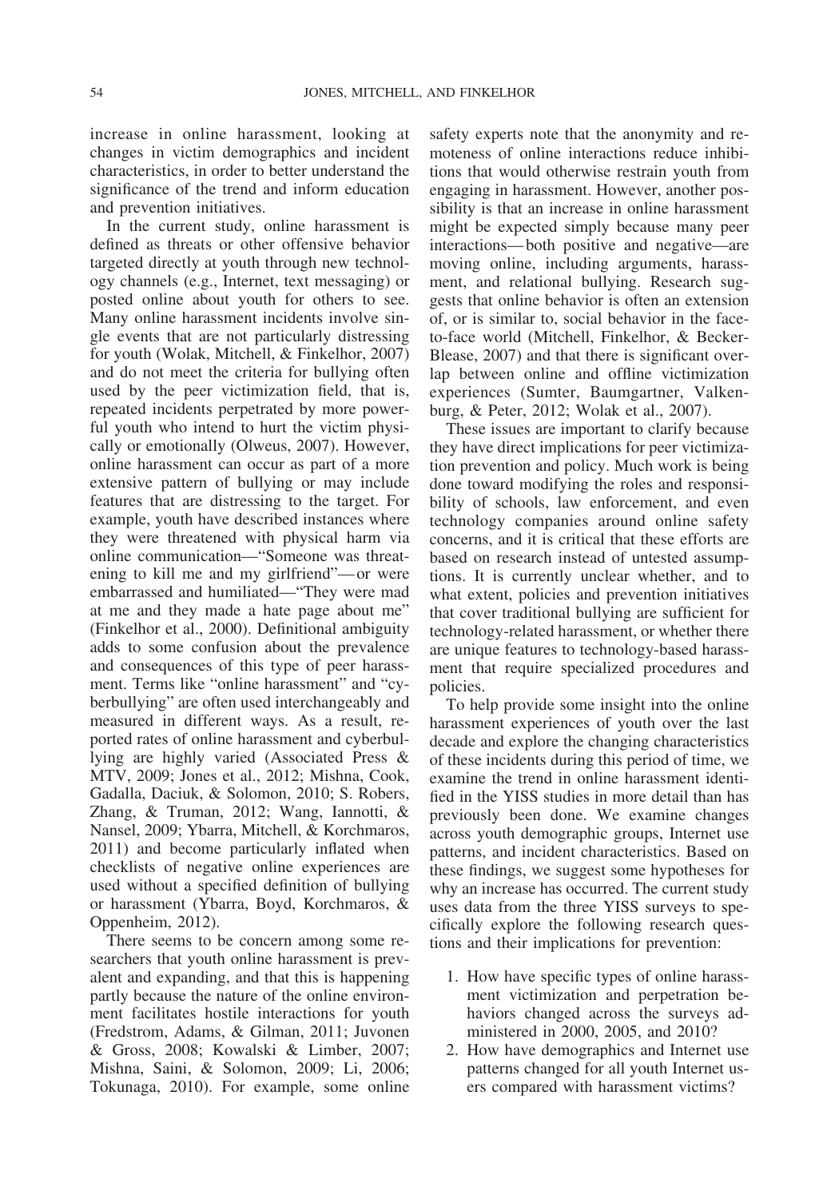increase in online harassment, looking at changes in victim demographics and incident characteristics, in order to better understand the significance of the trend and inform education and prevention initiatives.

In the current study, online harassment is defined as threats or other offensive behavior targeted directly at youth through new technology channels (e.g., Internet, text messaging) or posted online about youth for others to see. Many online harassment incidents involve single events that are not particularly distressing for youth (Wolak, Mitchell, & Finkelhor, 2007) and do not meet the criteria for bullying often used by the peer victimization field, that is, repeated incidents perpetrated by more powerful youth who intend to hurt the victim physically or emotionally (Olweus, 2007). However, online harassment can occur as part of a more extensive pattern of bullying or may include features that are distressing to the target. For example, youth have described instances where they were threatened with physical harm via online communication—"Someone was threatening to kill me and my girlfriend"—or were embarrassed and humiliated—"They were mad at me and they made a hate page about me" (Finkelhor et al., 2000). Definitional ambiguity adds to some confusion about the prevalence and consequences of this type of peer harassment. Terms like "online harassment" and "cyberbullying" are often used interchangeably and measured in different ways. As a result, reported rates of online harassment and cyberbullying are highly varied (Associated Press & MTV, 2009; Jones et al., 2012; Mishna, Cook, Gadalla, Daciuk, & Solomon, 2010; S. Robers, Zhang, & Truman, 2012; Wang, Iannotti, & Nansel, 2009; Ybarra, Mitchell, & Korchmaros, 2011) and become particularly inflated when checklists of negative online experiences are used without a specified definition of bullying or harassment (Ybarra, Boyd, Korchmaros, & Oppenheim, 2012).

There seems to be concern among some researchers that youth online harassment is prevalent and expanding, and that this is happening partly because the nature of the online environment facilitates hostile interactions for youth (Fredstrom, Adams, & Gilman, 2011; Juvonen & Gross, 2008; Kowalski & Limber, 2007; Mishna, Saini, & Solomon, 2009; Li, 2006; Tokunaga, 2010). For example, some online safety experts note that the anonymity and remoteness of online interactions reduce inhibitions that would otherwise restrain youth from engaging in harassment. However, another possibility is that an increase in online harassment might be expected simply because many peer interactions—both positive and negative—are moving online, including arguments, harassment, and relational bullying. Research suggests that online behavior is often an extension of, or is similar to, social behavior in the face-to-face world (Mitchell, Finkelhor, & Becker-Blease, 2007) and that there is significant overlap between online and offline victimization experiences (Sumter, Baumgartner, Valkenburg, & Peter, 2012; Wolak et al., 2007).

These issues are important to clarify because they have direct implications for peer victimization prevention and policy. Much work is being done toward modifying the roles and responsibility of schools, law enforcement, and even technology companies around online safety concerns, and it is critical that these efforts are based on research instead of untested assumptions. It is currently unclear whether, and to what extent, policies and prevention initiatives that cover traditional bullying are sufficient for technology-related harassment, or whether there are unique features to technology-based harassment that require specialized procedures and policies.

To help provide some insight into the online harassment experiences of youth over the last decade and explore the changing characteristics of these incidents during this period of time, we examine the trend in online harassment identified in the YISS studies in more detail than has previously been done. We examine changes across youth demographic groups, Internet use patterns, and incident characteristics. Based on these findings, we suggest some hypotheses for why an increase has occurred. The current study uses data from the three YISS surveys to specifically explore the following research questions and their implications for prevention:

1. How have specific types of online harassment victimization and perpetration behaviors changed across the surveys administered in 2000, 2005, and 2010?
2. How have demographics and Internet use patterns changed for all youth Internet users compared with harassment victims?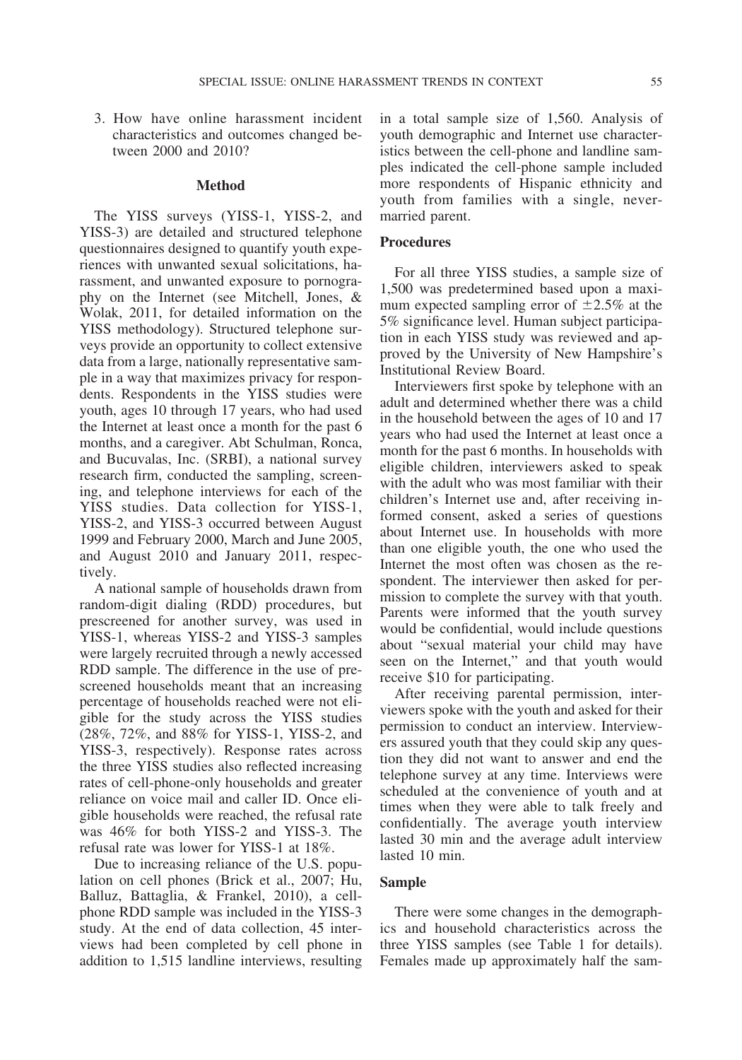3. How have online harassment incident characteristics and outcomes changed between 2000 and 2010?

## Method

The YISS surveys (YISS-1, YISS-2, and YISS-3) are detailed and structured telephone questionnaires designed to quantify youth experiences with unwanted sexual solicitations, harassment, and unwanted exposure to pornography on the Internet (see Mitchell, Jones, & Wolak, 2011, for detailed information on the YISS methodology). Structured telephone surveys provide an opportunity to collect extensive data from a large, nationally representative sample in a way that maximizes privacy for respondents. Respondents in the YISS studies were youth, ages 10 through 17 years, who had used the Internet at least once a month for the past 6 months, and a caregiver. Abt Schulman, Ronca, and Bucuvalas, Inc. (SRBI), a national survey research firm, conducted the sampling, screening, and telephone interviews for each of the YISS studies. Data collection for YISS-1, YISS-2, and YISS-3 occurred between August 1999 and February 2000, March and June 2005, and August 2010 and January 2011, respectively.

A national sample of households drawn from random-digit dialing (RDD) procedures, but prescreened for another survey, was used in YISS-1, whereas YISS-2 and YISS-3 samples were largely recruited through a newly accessed RDD sample. The difference in the use of prescreened households meant that an increasing percentage of households reached were not eligible for the study across the YISS studies (28%, 72%, and 88% for YISS-1, YISS-2, and YISS-3, respectively). Response rates across the three YISS studies also reflected increasing rates of cell-phone-only households and greater reliance on voice mail and caller ID. Once eligible households were reached, the refusal rate was 46% for both YISS-2 and YISS-3. The refusal rate was lower for YISS-1 at 18%.

Due to increasing reliance of the U.S. population on cell phones (Brick et al., 2007; Hu, Balluz, Battaglia, & Frankel, 2010), a cell-phone RDD sample was included in the YISS-3 study. At the end of data collection, 45 interviews had been completed by cell phone in addition to 1,515 landline interviews, resulting in a total sample size of 1,560. Analysis of youth demographic and Internet use characteristics between the cell-phone and landline samples indicated the cell-phone sample included more respondents of Hispanic ethnicity and youth from families with a single, never-married parent.

### Procedures

For all three YISS studies, a sample size of 1,500 was predetermined based upon a maximum expected sampling error of $\pm 2.5\%$ at the 5% significance level. Human subject participation in each YISS study was reviewed and approved by the University of New Hampshire's Institutional Review Board.

Interviewers first spoke by telephone with an adult and determined whether there was a child in the household between the ages of 10 and 17 years who had used the Internet at least once a month for the past 6 months. In households with eligible children, interviewers asked to speak with the adult who was most familiar with their children's Internet use and, after receiving informed consent, asked a series of questions about Internet use. In households with more than one eligible youth, the one who used the Internet the most often was chosen as the respondent. The interviewer then asked for permission to complete the survey with that youth. Parents were informed that the youth survey would be confidential, would include questions about "sexual material your child may have seen on the Internet," and that youth would receive $10 for participating.

After receiving parental permission, interviewers spoke with the youth and asked for their permission to conduct an interview. Interviewers assured youth that they could skip any question they did not want to answer and end the telephone survey at any time. Interviews were scheduled at the convenience of youth and at times when they were able to talk freely and confidentially. The average youth interview lasted 30 min and the average adult interview lasted 10 min.

### Sample

There were some changes in the demographics and household characteristics across the three YISS samples (see Table 1 for details). Females made up approximately half the sam-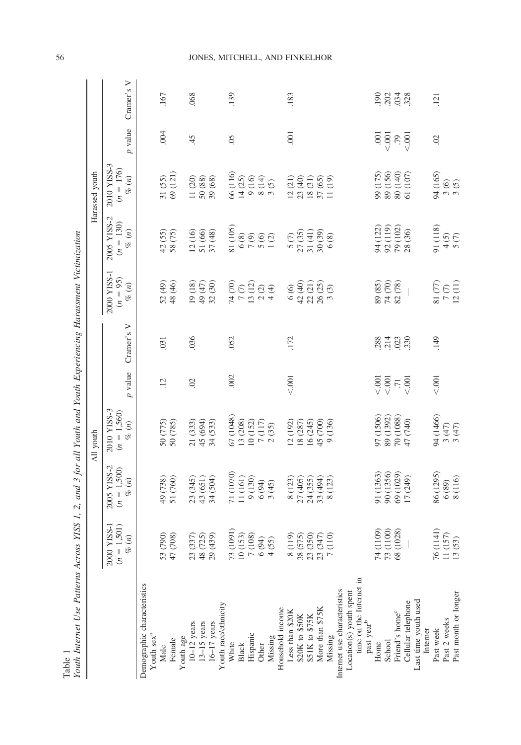Table 1
*Youth Internet Use Patterns Across YISS 1, 2, and 3 for all Youth and Youth Experiencing Harassment Victimization*

| | All youth | | | | | Harassed youth | | | | |
|---|---|---|---|---|---|---|---|---|---|---|
| | 2000 YISS-1 ($n$ = 1,501) % ($n$) | 2005 YISS-2 ($n$ = 1,500) % ($n$) | 2010 YISS-3 ($n$ = 1,560) % ($n$) | $p$ value | Cramer's V | 2000 YISS-1 ($n$ = 95) % ($n$) | 2005 YISS-2 ($n$ = 130) % ($n$) | 2010 YISS-3 ($n$ = 176) % ($n$) | $p$ value | Cramer's V |
| Demographic characteristics | | | | | | | | | | |
| Youth sex[a] | | | | | | | | | | |
| Male | 53 (790) | 49 (738) | 50 (775) | .12 | .031 | 52 (49) | 42 (55) | 31 (55) | .004 | .167 |
| Female | 47 (708) | 51 (760) | 50 (785) | | | 48 (46) | 58 (75) | 69 (121) | | |
| Youth age | | | | | | | | | | |
| 10–12 years | 23 (337) | 23 (345) | 21 (333) | .02 | .036 | 19 (18) | 12 (16) | 11 (20) | .45 | .068 |
| 13–15 years | 48 (725) | 43 (651) | 45 (694) | | | 49 (47) | 51 (66) | 50 (88) | | |
| 16–17 years | 29 (439) | 34 (504) | 34 (533) | | | 32 (30) | 37 (48) | 39 (68) | | |
| Youth race/ethnicity | | | | | | | | | | |
| White | 73 (1091) | 71 (1070) | 67 (1048) | .002 | .052 | 74 (70) | 81 (105) | 66 (116) | .05 | .139 |
| Black | 10 (153) | 11 (161) | 13 (208) | | | 7 (7) | 6 (8) | 14 (25) | | |
| Hispanic | 7 (108) | 9 (130) | 10 (152) | | | 13 (12) | 7 (9) | 9 (16) | | |
| Other | 6 (94) | 6 (94) | 7 (117) | | | 2 (2) | 5 (6) | 8 (14) | | |
| Missing | 4 (55) | 3 (45) | 2 (35) | | | 4 (4) | 1 (2) | 3 (5) | | |
| Household income | | | | | | | | | | |
| Less than $20K | 8 (119) | 8 (123) | 12 (192) | <.001 | .172 | 6 (6) | 5 (7) | 12 (21) | .001 | .183 |
| $20K to $50K | 38 (575) | 27 (405) | 18 (287) | | | 42 (40) | 27 (35) | 23 (40) | | |
| $51K to $75K | 23 (350) | 24 (355) | 16 (245) | | | 22 (21) | 31 (41) | 18 (31) | | |
| More than $75K | 23 (347) | 33 (494) | 45 (700) | | | 26 (25) | 30 (39) | 37 (65) | | |
| Missing | 7 (110) | 8 (123) | 9 (136) | | | 3 (3) | 6 (8) | 11 (19) | | |
| Internet use characteristics | | | | | | | | | | |
| Location(s) youth spent time on the Internet in past year[b] | | | | | | | | | | |
| Home | 74 (1109) | 91 (1363) | 97 (1506) | <.001 | .288 | 89 (85) | 94 (122) | 99 (175) | .001 | .190 |
| School | 73 (1100) | 90 (1356) | 89 (1392) | <.001 | .214 | 74 (70) | 92 (119) | 89 (156) | <.001 | .202 |
| Friend's home[c] | 68 (1028) | 69 (1029) | 70 (1088) | .71 | .023 | 82 (78) | 79 (102) | 80 (140) | .79 | .034 |
| Cellular telephone | — | 17 (249) | 47 (740) | <.001 | .330 | — | 28 (36) | 61 (107) | <.001 | .328 |
| Last time youth used Internet | | | | | | | | | | |
| Past week | 76 (1141) | 86 (1295) | 94 (1466) | <.001 | .149 | 81 (77) | 91 (118) | 94 (165) | .02 | .121 |
| Past 2 weeks | 11 (157) | 6 (89) | 3 (47) | | | 7 (7) | 4 (5) | 3 (6) | | |
| Past month or longer | 13 (53) | 8 (116) | 3 (47) | | | 12 (11) | 5 (7) | 3 (5) | | |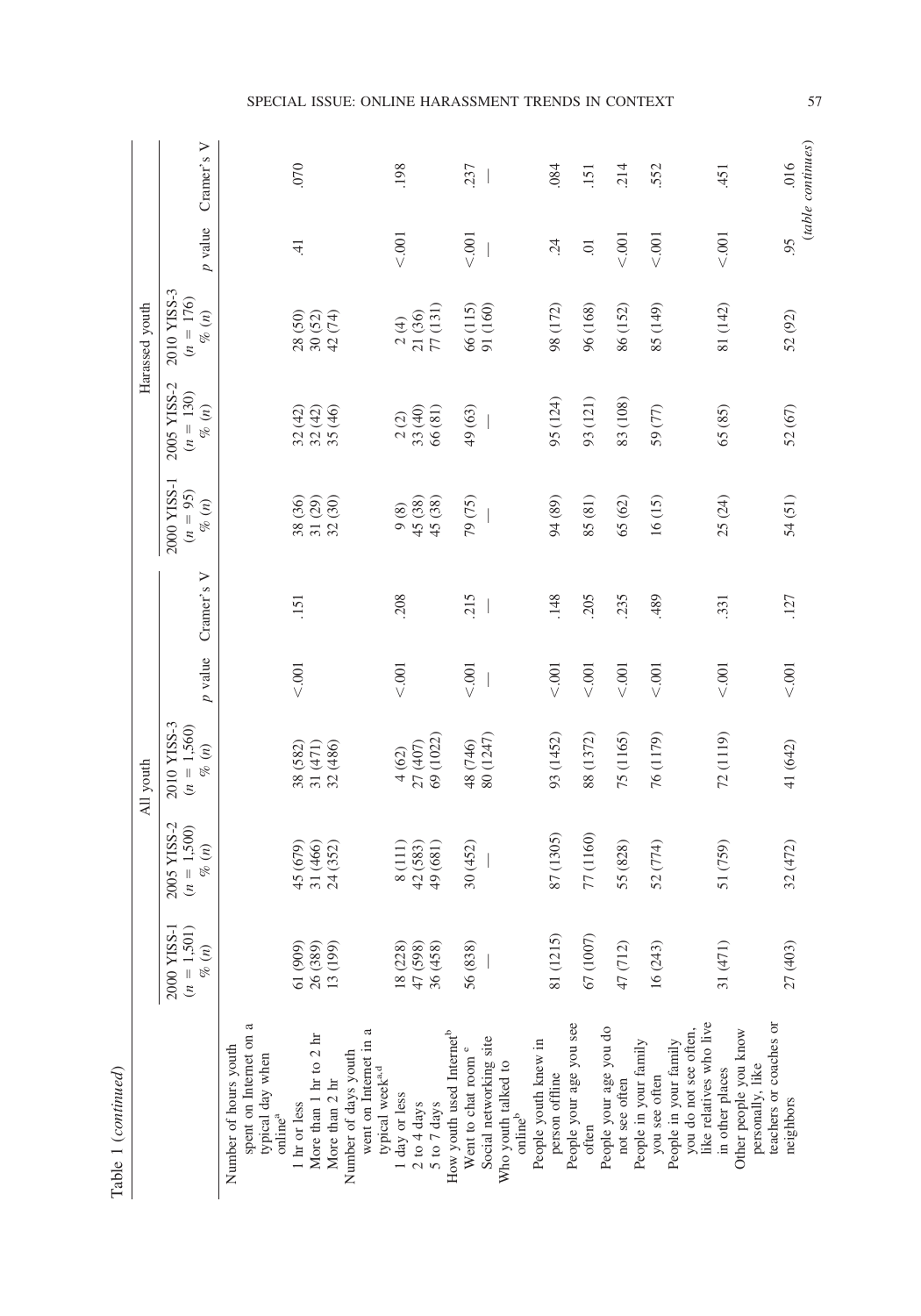Table 1 (*continued*)

| | All youth | | | | | Harassed youth | | | | |
|---|---|---|---|---|---|---|---|---|---|---|
| | 2000 YISS-1 ($n$ = 1,501) % ($n$) | 2005 YISS-2 ($n$ = 1,500) % ($n$) | 2010 YISS-3 ($n$ = 1,560) % ($n$) | $p$ value | Cramer's V | 2000 YISS-1 ($n$ = 95) % ($n$) | 2005 YISS-2 ($n$ = 130) % ($n$) | 2010 YISS-3 ($n$ = 176) % ($n$) | $p$ value | Cramer's V |
| Number of hours youth spent on Internet on a typical day when online[a] | | | | <.001 | .151 | | | | .41 | .070 |
| 1 hr or less | 61 (909) | 45 (679) | 38 (582) | | | 38 (36) | 32 (42) | 28 (50) | | |
| More than 1 hr to 2 hr | 26 (389) | 31 (466) | 31 (471) | | | 31 (29) | 32 (42) | 30 (52) | | |
| More than 2 hr | 13 (199) | 24 (352) | 32 (486) | | | 32 (30) | 35 (46) | 42 (74) | | |
| Number of days youth went on Internet in a typical week[a,d] | | | | <.001 | .208 | | | | <.001 | .198 |
| 1 day or less | 18 (228) | 8 (111) | 4 (62) | | | 9 (8) | 2 (2) | 2 (4) | | |
| 2 to 4 days | 47 (598) | 42 (583) | 27 (407) | | | 45 (38) | 33 (40) | 21 (36) | | |
| 5 to 7 days | 36 (458) | 49 (681) | 69 (1022) | | | 45 (38) | 66 (81) | 77 (131) | | |
| How youth used Internet[b] | | | | | | | | | | |
| Went to chat room [e] | 56 (838) | 30 (452) | 48 (746) | <.001 | .215 | 79 (75) | 49 (63) | 66 (115) | <.001 | .237 |
| Social networking site | — | — | 80 (1247) | — | — | — | — | 91 (160) | — | — |
| Who youth talked to online[b] | | | | | | | | | | |
| People youth knew in person offline | 81 (1215) | 87 (1305) | 93 (1452) | <.001 | .148 | 94 (89) | 95 (124) | 98 (172) | .24 | .084 |
| People your age you see often | 67 (1007) | 77 (1160) | 88 (1372) | <.001 | .205 | 85 (81) | 93 (121) | 96 (168) | .01 | .151 |
| People your age you do not see often | 47 (712) | 55 (828) | 75 (1165) | <.001 | .235 | 65 (62) | 83 (108) | 86 (152) | <.001 | .214 |
| People in your family you see often | 16 (243) | 52 (774) | 76 (1179) | <.001 | .489 | 16 (15) | 59 (77) | 85 (149) | <.001 | .552 |
| People in your family you do not see often, like relatives who live in other places | 31 (471) | 51 (759) | 72 (1119) | <.001 | .331 | 25 (24) | 65 (85) | 81 (142) | <.001 | .451 |
| Other people you know personally, like teachers or coaches or neighbors | 27 (403) | 32 (472) | 41 (642) | <.001 | .127 | 54 (51) | 52 (67) | 52 (92) | .95 | .016 |

(*table continues*)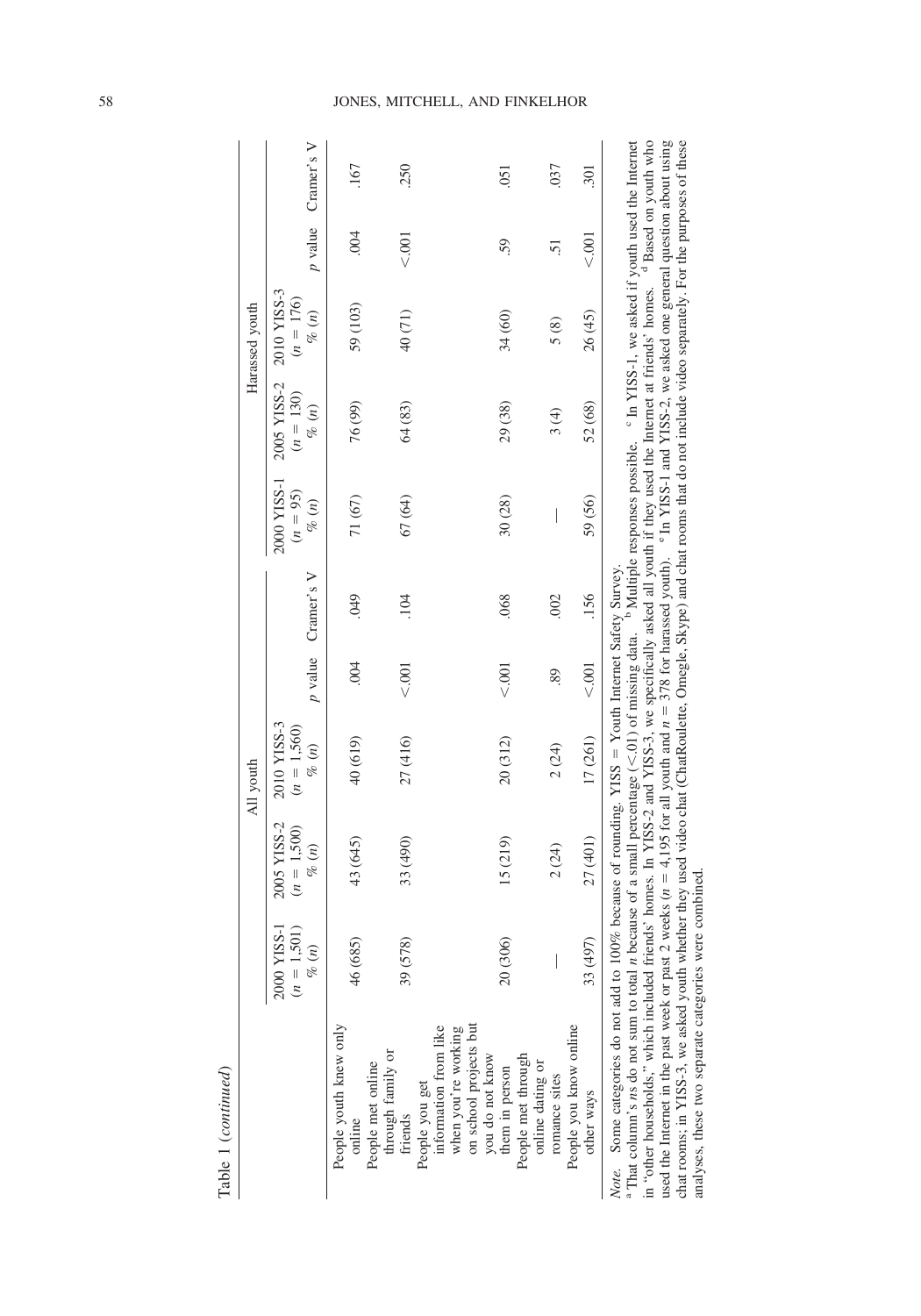Table 1 (*continued*)

| | All youth | | | | | Harassed youth | | | | |
|---|---|---|---|---|---|---|---|---|---|---|
| | 2000 YISS-1 ($n$ = 1,501) % ($n$) | 2005 YISS-2 ($n$ = 1,500) % ($n$) | 2010 YISS-3 ($n$ = 1,560) % ($n$) | $p$ value | Cramer's V | 2000 YISS-1 ($n$ = 95) % ($n$) | 2005 YISS-2 ($n$ = 130) % ($n$) | 2010 YISS-3 ($n$ = 176) % ($n$) | $p$ value | Cramer's V |
| People youth knew only online | 46 (685) | 43 (645) | 40 (619) | .004 | .049 | 71 (67) | 76 (99) | 59 (103) | .004 | .167 |
| People met online through family or friends | 39 (578) | 33 (490) | 27 (416) | <.001 | .104 | 67 (64) | 64 (83) | 40 (71) | <.001 | .250 |
| People you get information from like when you're working on school projects but you do not know them in person | 20 (306) | 15 (219) | 20 (312) | <.001 | .068 | 30 (28) | 29 (38) | 34 (60) | .59 | .051 |
| People met through online dating or romance sites | — | 2 (24) | 2 (24) | .89 | .002 | — | 3 (4) | 5 (8) | .51 | .037 |
| People you know online other ways | 33 (497) | 27 (401) | 17 (261) | <.001 | .156 | 59 (56) | 52 (68) | 26 (45) | <.001 | .301 |

*Note.* Some categories do not add to 100% because of rounding. YISS = Youth Internet Safety Survey.
[a] That column's *n*s do not sum to total *n* because of a small percentage (<.01) of missing data. [b] Multiple responses possible. [c] In YISS-1, we asked if youth used the Internet in "other households," which included friends' homes. In YISS-2 and YISS-3, we specifically asked all youth if they used the Internet at friends' homes. [d] Based on youth who used the Internet in the past week or past 2 weeks ($n$ = 4,195 for all youth and $n$ = 378 for harassed youth). [e] In YISS-1 and YISS-2, we asked one general question about using chat rooms; in YISS-3, we asked youth whether they used video chat (ChatRoulette, Omegle, Skype) and chat rooms that do not include video separately. For the purposes of these analyses, these two separate categories were combined.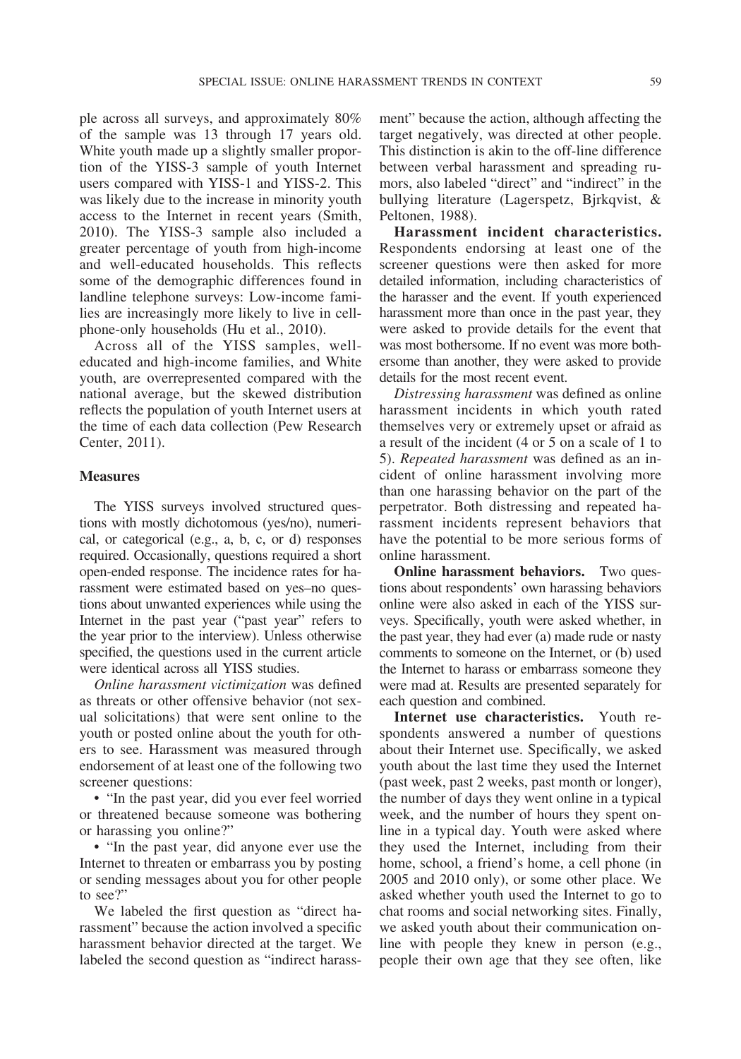ple across all surveys, and approximately 80% of the sample was 13 through 17 years old. White youth made up a slightly smaller proportion of the YISS-3 sample of youth Internet users compared with YISS-1 and YISS-2. This was likely due to the increase in minority youth access to the Internet in recent years (Smith, 2010). The YISS-3 sample also included a greater percentage of youth from high-income and well-educated households. This reflects some of the demographic differences found in landline telephone surveys: Low-income families are increasingly more likely to live in cell-phone-only households (Hu et al., 2010).

Across all of the YISS samples, well-educated and high-income families, and White youth, are overrepresented compared with the national average, but the skewed distribution reflects the population of youth Internet users at the time of each data collection (Pew Research Center, 2011).

### Measures

The YISS surveys involved structured questions with mostly dichotomous (yes/no), numerical, or categorical (e.g., a, b, c, or d) responses required. Occasionally, questions required a short open-ended response. The incidence rates for harassment were estimated based on yes–no questions about unwanted experiences while using the Internet in the past year ("past year" refers to the year prior to the interview). Unless otherwise specified, the questions used in the current article were identical across all YISS studies.

*Online harassment victimization* was defined as threats or other offensive behavior (not sexual solicitations) that were sent online to the youth or posted online about the youth for others to see. Harassment was measured through endorsement of at least one of the following two screener questions:

- "In the past year, did you ever feel worried or threatened because someone was bothering or harassing you online?"
- "In the past year, did anyone ever use the Internet to threaten or embarrass you by posting or sending messages about you for other people to see?"

We labeled the first question as "direct harassment" because the action involved a specific harassment behavior directed at the target. We labeled the second question as "indirect harassment" because the action, although affecting the target negatively, was directed at other people. This distinction is akin to the off-line difference between verbal harassment and spreading rumors, also labeled "direct" and "indirect" in the bullying literature (Lagerspetz, Bjrkqvist, & Peltonen, 1988).

**Harassment incident characteristics.** Respondents endorsing at least one of the screener questions were then asked for more detailed information, including characteristics of the harasser and the event. If youth experienced harassment more than once in the past year, they were asked to provide details for the event that was most bothersome. If no event was more bothersome than another, they were asked to provide details for the most recent event.

*Distressing harassment* was defined as online harassment incidents in which youth rated themselves very or extremely upset or afraid as a result of the incident (4 or 5 on a scale of 1 to 5). *Repeated harassment* was defined as an incident of online harassment involving more than one harassing behavior on the part of the perpetrator. Both distressing and repeated harassment incidents represent behaviors that have the potential to be more serious forms of online harassment.

**Online harassment behaviors.** Two questions about respondents' own harassing behaviors online were also asked in each of the YISS surveys. Specifically, youth were asked whether, in the past year, they had ever (a) made rude or nasty comments to someone on the Internet, or (b) used the Internet to harass or embarrass someone they were mad at. Results are presented separately for each question and combined.

**Internet use characteristics.** Youth respondents answered a number of questions about their Internet use. Specifically, we asked youth about the last time they used the Internet (past week, past 2 weeks, past month or longer), the number of days they went online in a typical week, and the number of hours they spent online in a typical day. Youth were asked where they used the Internet, including from their home, school, a friend's home, a cell phone (in 2005 and 2010 only), or some other place. We asked whether youth used the Internet to go to chat rooms and social networking sites. Finally, we asked youth about their communication online with people they knew in person (e.g., people their own age that they see often, like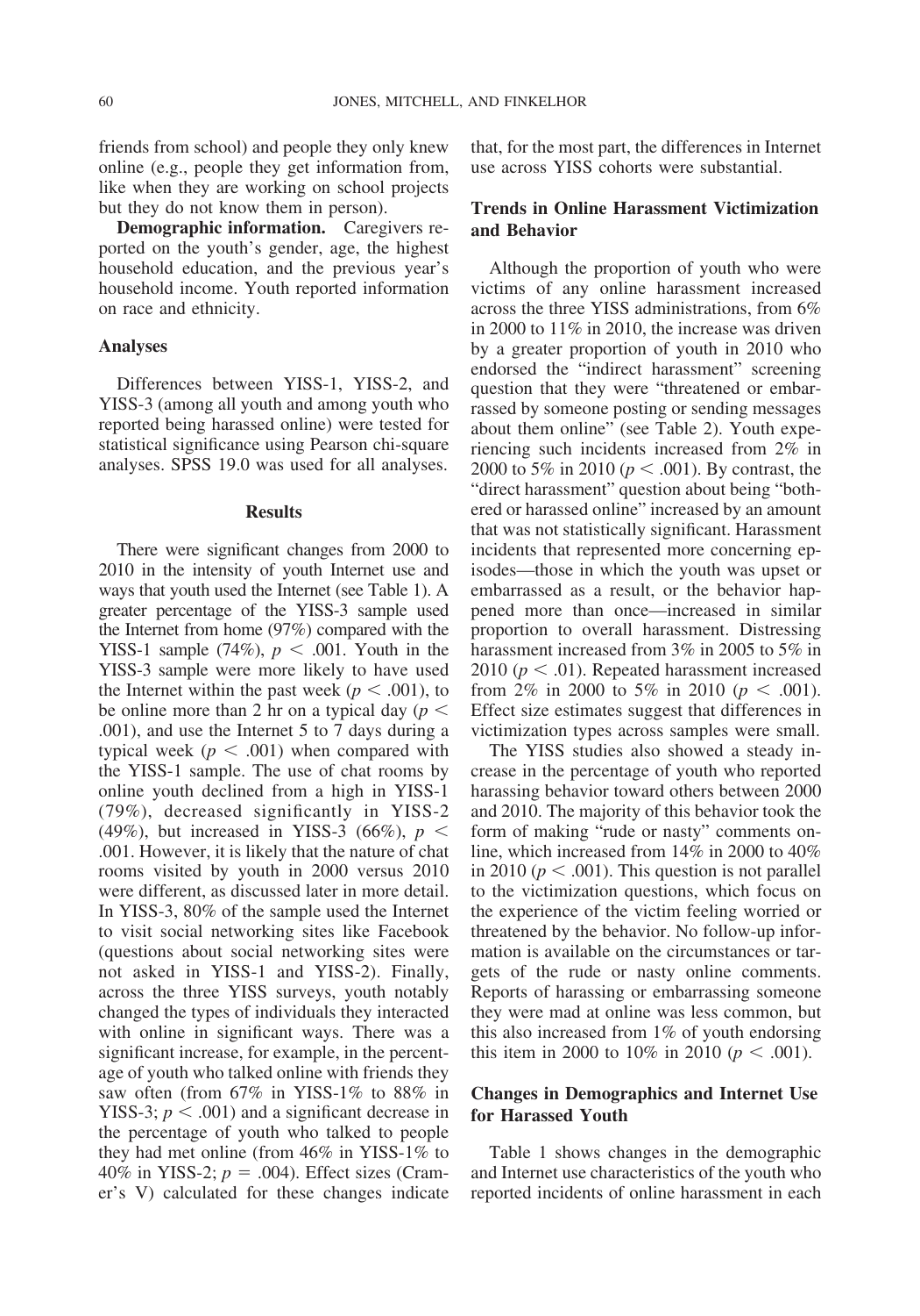friends from school) and people they only knew online (e.g., people they get information from, like when they are working on school projects but they do not know them in person).

**Demographic information.** Caregivers reported on the youth's gender, age, the highest household education, and the previous year's household income. Youth reported information on race and ethnicity.

### Analyses

Differences between YISS-1, YISS-2, and YISS-3 (among all youth and among youth who reported being harassed online) were tested for statistical significance using Pearson chi-square analyses. SPSS 19.0 was used for all analyses.

## Results

There were significant changes from 2000 to 2010 in the intensity of youth Internet use and ways that youth used the Internet (see Table 1). A greater percentage of the YISS-3 sample used the Internet from home (97%) compared with the YISS-1 sample (74%), $p < .001$. Youth in the YISS-3 sample were more likely to have used the Internet within the past week ($p < .001$), to be online more than 2 hr on a typical day ($p < .001$), and use the Internet 5 to 7 days during a typical week ($p < .001$) when compared with the YISS-1 sample. The use of chat rooms by online youth declined from a high in YISS-1 (79%), decreased significantly in YISS-2 (49%), but increased in YISS-3 (66%), $p < .001$. However, it is likely that the nature of chat rooms visited by youth in 2000 versus 2010 were different, as discussed later in more detail. In YISS-3, 80% of the sample used the Internet to visit social networking sites like Facebook (questions about social networking sites were not asked in YISS-1 and YISS-2). Finally, across the three YISS surveys, youth notably changed the types of individuals they interacted with online in significant ways. There was a significant increase, for example, in the percentage of youth who talked online with friends they saw often (from 67% in YISS-1% to 88% in YISS-3; $p < .001$) and a significant decrease in the percentage of youth who talked to people they had met online (from 46% in YISS-1% to 40% in YISS-2; $p = .004$). Effect sizes (Cramer's V) calculated for these changes indicate that, for the most part, the differences in Internet use across YISS cohorts were substantial.

### Trends in Online Harassment Victimization and Behavior

Although the proportion of youth who were victims of any online harassment increased across the three YISS administrations, from 6% in 2000 to 11% in 2010, the increase was driven by a greater proportion of youth in 2010 who endorsed the "indirect harassment" screening question that they were "threatened or embarrassed by someone posting or sending messages about them online" (see Table 2). Youth experiencing such incidents increased from 2% in 2000 to 5% in 2010 ($p < .001$). By contrast, the "direct harassment" question about being "bothered or harassed online" increased by an amount that was not statistically significant. Harassment incidents that represented more concerning episodes—those in which the youth was upset or embarrassed as a result, or the behavior happened more than once—increased in similar proportion to overall harassment. Distressing harassment increased from 3% in 2005 to 5% in 2010 ($p < .01$). Repeated harassment increased from 2% in 2000 to 5% in 2010 ($p < .001$). Effect size estimates suggest that differences in victimization types across samples were small.

The YISS studies also showed a steady increase in the percentage of youth who reported harassing behavior toward others between 2000 and 2010. The majority of this behavior took the form of making "rude or nasty" comments online, which increased from 14% in 2000 to 40% in 2010 ($p < .001$). This question is not parallel to the victimization questions, which focus on the experience of the victim feeling worried or threatened by the behavior. No follow-up information is available on the circumstances or targets of the rude or nasty online comments. Reports of harassing or embarrassing someone they were mad at online was less common, but this also increased from 1% of youth endorsing this item in 2000 to 10% in 2010 ($p < .001$).

### Changes in Demographics and Internet Use for Harassed Youth

Table 1 shows changes in the demographic and Internet use characteristics of the youth who reported incidents of online harassment in each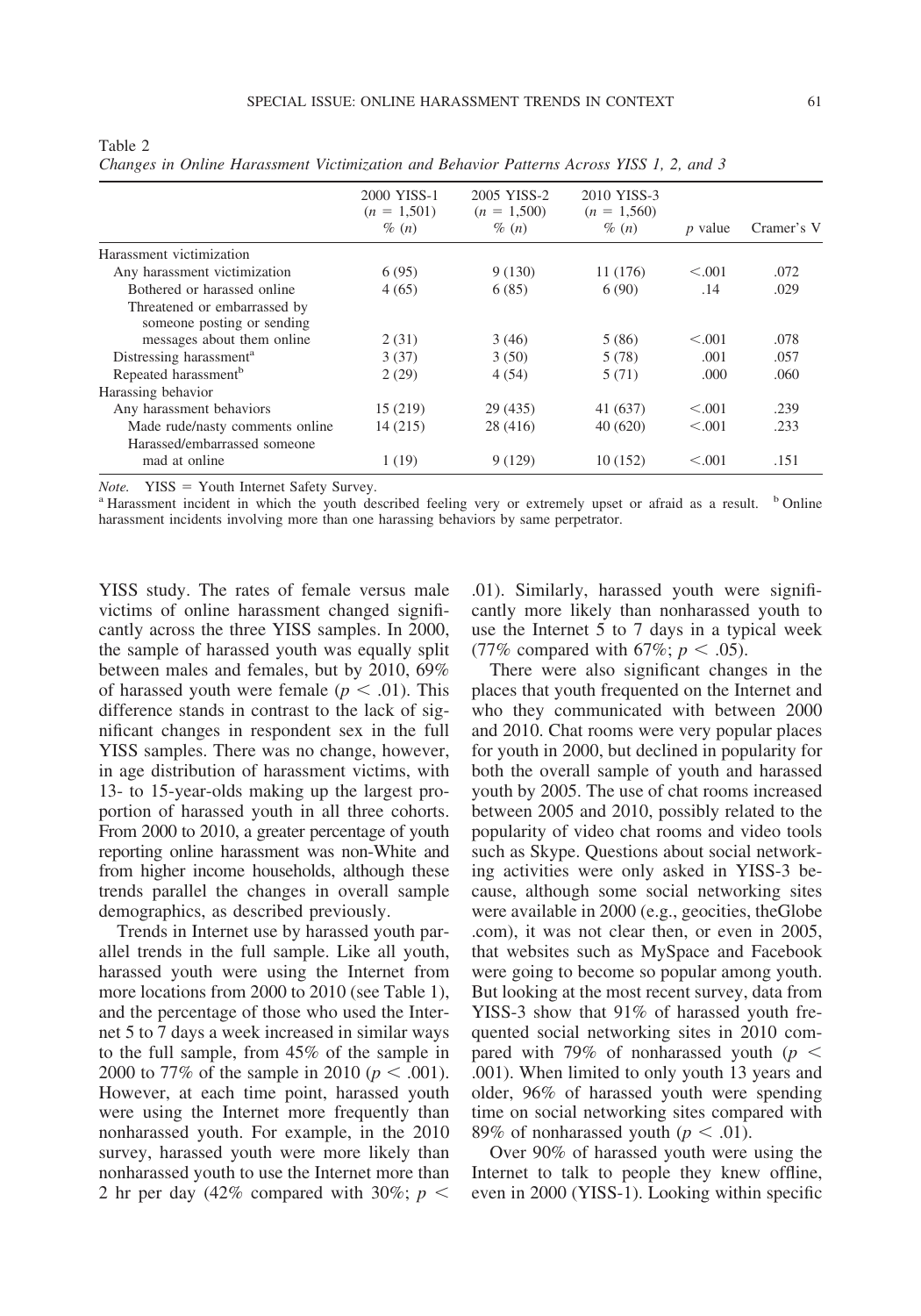Table 2

*Changes in Online Harassment Victimization and Behavior Patterns Across YISS 1, 2, and 3*

| | 2000 YISS-1 ($n$ = 1,501) % ($n$) | 2005 YISS-2 ($n$ = 1,500) % ($n$) | 2010 YISS-3 ($n$ = 1,560) % ($n$) | $p$ value | Cramer's V |
|---|---|---|---|---|---|
| Harassment victimization | | | | | |
| Any harassment victimization | 6 (95) | 9 (130) | 11 (176) | <.001 | .072 |
| Bothered or harassed online | 4 (65) | 6 (85) | 6 (90) | .14 | .029 |
| Threatened or embarrassed by someone posting or sending messages about them online | 2 (31) | 3 (46) | 5 (86) | <.001 | .078 |
| Distressing harassment[a] | 3 (37) | 3 (50) | 5 (78) | .001 | .057 |
| Repeated harassment[b] | 2 (29) | 4 (54) | 5 (71) | .000 | .060 |
| Harassing behavior | | | | | |
| Any harassment behaviors | 15 (219) | 29 (435) | 41 (637) | <.001 | .239 |
| Made rude/nasty comments online | 14 (215) | 28 (416) | 40 (620) | <.001 | .233 |
| Harassed/embarrassed someone mad at online | 1 (19) | 9 (129) | 10 (152) | <.001 | .151 |

*Note.* YISS = Youth Internet Safety Survey.
[a] Harassment incident in which the youth described feeling very or extremely upset or afraid as a result. [b] Online harassment incidents involving more than one harassing behaviors by same perpetrator.

YISS study. The rates of female versus male victims of online harassment changed significantly across the three YISS samples. In 2000, the sample of harassed youth was equally split between males and females, but by 2010, 69% of harassed youth were female ($p < .01$). This difference stands in contrast to the lack of significant changes in respondent sex in the full YISS samples. There was no change, however, in age distribution of harassment victims, with 13- to 15-year-olds making up the largest proportion of harassed youth in all three cohorts. From 2000 to 2010, a greater percentage of youth reporting online harassment was non-White and from higher income households, although these trends parallel the changes in overall sample demographics, as described previously.

Trends in Internet use by harassed youth parallel trends in the full sample. Like all youth, harassed youth were using the Internet from more locations from 2000 to 2010 (see Table 1), and the percentage of those who used the Internet 5 to 7 days a week increased in similar ways to the full sample, from 45% of the sample in 2000 to 77% of the sample in 2010 ($p < .001$). However, at each time point, harassed youth were using the Internet more frequently than nonharassed youth. For example, in the 2010 survey, harassed youth were more likely than nonharassed youth to use the Internet more than 2 hr per day (42% compared with 30%; $p < .01$). Similarly, harassed youth were significantly more likely than nonharassed youth to use the Internet 5 to 7 days in a typical week (77% compared with 67%; $p < .05$).

There were also significant changes in the places that youth frequented on the Internet and who they communicated with between 2000 and 2010. Chat rooms were very popular places for youth in 2000, but declined in popularity for both the overall sample of youth and harassed youth by 2005. The use of chat rooms increased between 2005 and 2010, possibly related to the popularity of video chat rooms and video tools such as Skype. Questions about social networking activities were only asked in YISS-3 because, although some social networking sites were available in 2000 (e.g., geocities, theGlobe.com), it was not clear then, or even in 2005, that websites such as MySpace and Facebook were going to become so popular among youth. But looking at the most recent survey, data from YISS-3 show that 91% of harassed youth frequented social networking sites in 2010 compared with 79% of nonharassed youth ($p < .001$). When limited to only youth 13 years and older, 96% of harassed youth were spending time on social networking sites compared with 89% of nonharassed youth ($p < .01$).

Over 90% of harassed youth were using the Internet to talk to people they knew offline, even in 2000 (YISS-1). Looking within specific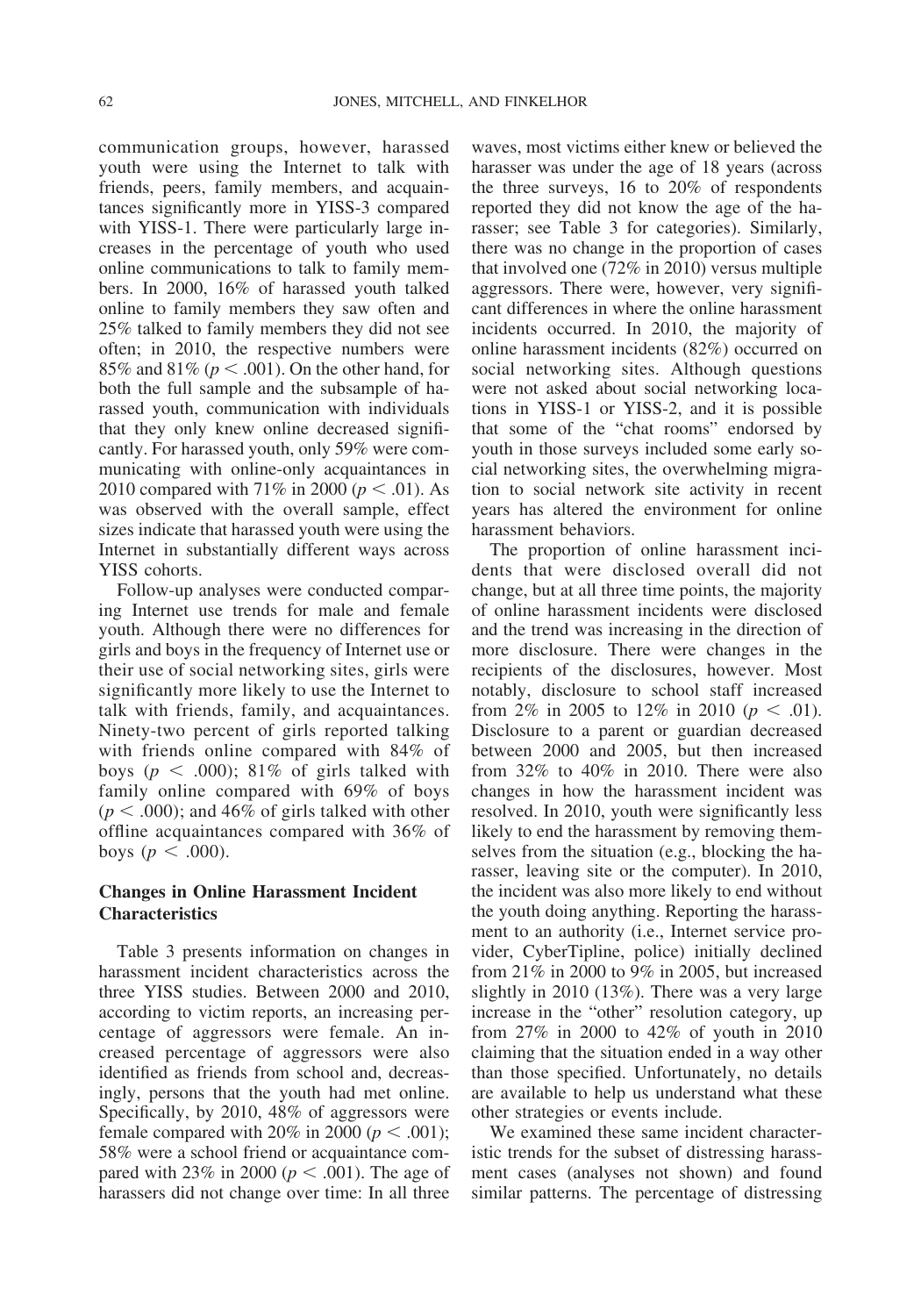communication groups, however, harassed youth were using the Internet to talk with friends, peers, family members, and acquaintances significantly more in YISS-3 compared with YISS-1. There were particularly large increases in the percentage of youth who used online communications to talk to family members. In 2000, 16% of harassed youth talked online to family members they saw often and 25% talked to family members they did not see often; in 2010, the respective numbers were 85% and 81% ($p < .001$). On the other hand, for both the full sample and the subsample of harassed youth, communication with individuals that they only knew online decreased significantly. For harassed youth, only 59% were communicating with online-only acquaintances in 2010 compared with 71% in 2000 ($p < .01$). As was observed with the overall sample, effect sizes indicate that harassed youth were using the Internet in substantially different ways across YISS cohorts.

Follow-up analyses were conducted comparing Internet use trends for male and female youth. Although there were no differences for girls and boys in the frequency of Internet use or their use of social networking sites, girls were significantly more likely to use the Internet to talk with friends, family, and acquaintances. Ninety-two percent of girls reported talking with friends online compared with 84% of boys ($p < .000$); 81% of girls talked with family online compared with 69% of boys ($p < .000$); and 46% of girls talked with other offline acquaintances compared with 36% of boys ($p < .000$).

## Changes in Online Harassment Incident Characteristics

Table 3 presents information on changes in harassment incident characteristics across the three YISS studies. Between 2000 and 2010, according to victim reports, an increasing percentage of aggressors were female. An increased percentage of aggressors were also identified as friends from school and, decreasingly, persons that the youth had met online. Specifically, by 2010, 48% of aggressors were female compared with 20% in 2000 ($p < .001$); 58% were a school friend or acquaintance compared with 23% in 2000 ($p < .001$). The age of harassers did not change over time: In all three waves, most victims either knew or believed the harasser was under the age of 18 years (across the three surveys, 16 to 20% of respondents reported they did not know the age of the harasser; see Table 3 for categories). Similarly, there was no change in the proportion of cases that involved one (72% in 2010) versus multiple aggressors. There were, however, very significant differences in where the online harassment incidents occurred. In 2010, the majority of online harassment incidents (82%) occurred on social networking sites. Although questions were not asked about social networking locations in YISS-1 or YISS-2, and it is possible that some of the "chat rooms" endorsed by youth in those surveys included some early social networking sites, the overwhelming migration to social network site activity in recent years has altered the environment for online harassment behaviors.

The proportion of online harassment incidents that were disclosed overall did not change, but at all three time points, the majority of online harassment incidents were disclosed and the trend was increasing in the direction of more disclosure. There were changes in the recipients of the disclosures, however. Most notably, disclosure to school staff increased from 2% in 2005 to 12% in 2010 ($p < .01$). Disclosure to a parent or guardian decreased between 2000 and 2005, but then increased from 32% to 40% in 2010. There were also changes in how the harassment incident was resolved. In 2010, youth were significantly less likely to end the harassment by removing themselves from the situation (e.g., blocking the harasser, leaving site or the computer). In 2010, the incident was also more likely to end without the youth doing anything. Reporting the harassment to an authority (i.e., Internet service provider, CyberTipline, police) initially declined from 21% in 2000 to 9% in 2005, but increased slightly in 2010 (13%). There was a very large increase in the "other" resolution category, up from 27% in 2000 to 42% of youth in 2010 claiming that the situation ended in a way other than those specified. Unfortunately, no details are available to help us understand what these other strategies or events include.

We examined these same incident characteristic trends for the subset of distressing harassment cases (analyses not shown) and found similar patterns. The percentage of distressing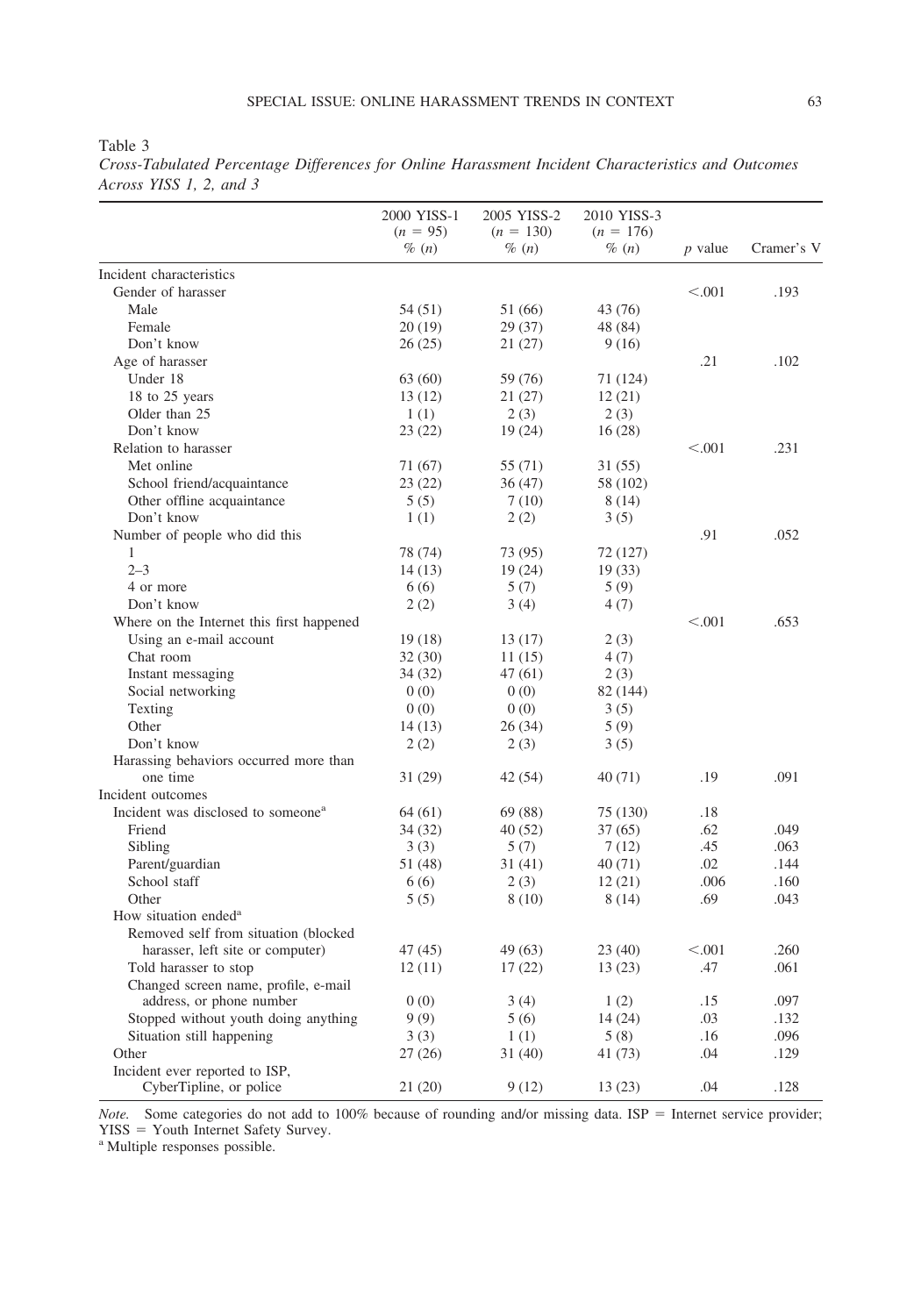Table 3

*Cross-Tabulated Percentage Differences for Online Harassment Incident Characteristics and Outcomes Across YISS 1, 2, and 3*

| | 2000 YISS-1 ($n$ = 95) % ($n$) | 2005 YISS-2 ($n$ = 130) % ($n$) | 2010 YISS-3 ($n$ = 176) % ($n$) | $p$ value | Cramer's V |
|---|---|---|---|---|---|
| Incident characteristics | | | | | |
| Gender of harasser | | | | <.001 | .193 |
| Male | 54 (51) | 51 (66) | 43 (76) | | |
| Female | 20 (19) | 29 (37) | 48 (84) | | |
| Don't know | 26 (25) | 21 (27) | 9 (16) | | |
| Age of harasser | | | | .21 | .102 |
| Under 18 | 63 (60) | 59 (76) | 71 (124) | | |
| 18 to 25 years | 13 (12) | 21 (27) | 12 (21) | | |
| Older than 25 | 1 (1) | 2 (3) | 2 (3) | | |
| Don't know | 23 (22) | 19 (24) | 16 (28) | | |
| Relation to harasser | | | | <.001 | .231 |
| Met online | 71 (67) | 55 (71) | 31 (55) | | |
| School friend/acquaintance | 23 (22) | 36 (47) | 58 (102) | | |
| Other offline acquaintance | 5 (5) | 7 (10) | 8 (14) | | |
| Don't know | 1 (1) | 2 (2) | 3 (5) | | |
| Number of people who did this | | | | .91 | .052 |
| 1 | 78 (74) | 73 (95) | 72 (127) | | |
| 2–3 | 14 (13) | 19 (24) | 19 (33) | | |
| 4 or more | 6 (6) | 5 (7) | 5 (9) | | |
| Don't know | 2 (2) | 3 (4) | 4 (7) | | |
| Where on the Internet this first happened | | | | <.001 | .653 |
| Using an e-mail account | 19 (18) | 13 (17) | 2 (3) | | |
| Chat room | 32 (30) | 11 (15) | 4 (7) | | |
| Instant messaging | 34 (32) | 47 (61) | 2 (3) | | |
| Social networking | 0 (0) | 0 (0) | 82 (144) | | |
| Texting | 0 (0) | 0 (0) | 3 (5) | | |
| Other | 14 (13) | 26 (34) | 5 (9) | | |
| Don't know | 2 (2) | 2 (3) | 3 (5) | | |
| Harassing behaviors occurred more than one time | 31 (29) | 42 (54) | 40 (71) | .19 | .091 |
| Incident outcomes | | | | | |
| Incident was disclosed to someone[a] | 64 (61) | 69 (88) | 75 (130) | .18 | |
| Friend | 34 (32) | 40 (52) | 37 (65) | .62 | .049 |
| Sibling | 3 (3) | 5 (7) | 7 (12) | .45 | .063 |
| Parent/guardian | 51 (48) | 31 (41) | 40 (71) | .02 | .144 |
| School staff | 6 (6) | 2 (3) | 12 (21) | .006 | .160 |
| Other | 5 (5) | 8 (10) | 8 (14) | .69 | .043 |
| How situation ended[a] | | | | | |
| Removed self from situation (blocked harasser, left site or computer) | 47 (45) | 49 (63) | 23 (40) | <.001 | .260 |
| Told harasser to stop | 12 (11) | 17 (22) | 13 (23) | .47 | .061 |
| Changed screen name, profile, e-mail address, or phone number | 0 (0) | 3 (4) | 1 (2) | .15 | .097 |
| Stopped without youth doing anything | 9 (9) | 5 (6) | 14 (24) | .03 | .132 |
| Situation still happening | 3 (3) | 1 (1) | 5 (8) | .16 | .096 |
| Other | 27 (26) | 31 (40) | 41 (73) | .04 | .129 |
| Incident ever reported to ISP, CyberTipline, or police | 21 (20) | 9 (12) | 13 (23) | .04 | .128 |

*Note.* Some categories do not add to 100% because of rounding and/or missing data. ISP = Internet service provider; YISS = Youth Internet Safety Survey.

[a] Multiple responses possible.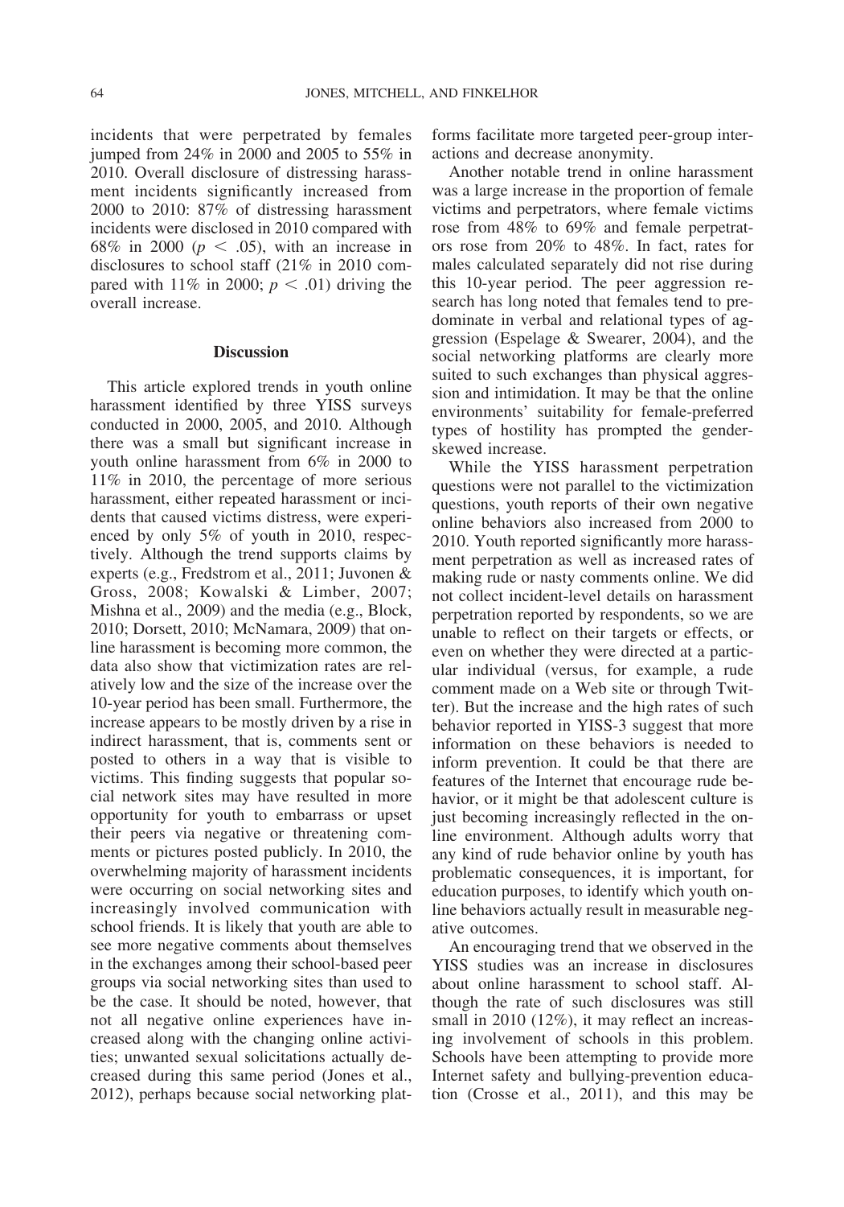incidents that were perpetrated by females jumped from 24% in 2000 and 2005 to 55% in 2010. Overall disclosure of distressing harassment incidents significantly increased from 2000 to 2010: 87% of distressing harassment incidents were disclosed in 2010 compared with 68% in 2000 ($p < .05$), with an increase in disclosures to school staff (21% in 2010 compared with 11% in 2000; $p < .01$) driving the overall increase.

## Discussion

This article explored trends in youth online harassment identified by three YISS surveys conducted in 2000, 2005, and 2010. Although there was a small but significant increase in youth online harassment from 6% in 2000 to 11% in 2010, the percentage of more serious harassment, either repeated harassment or incidents that caused victims distress, were experienced by only 5% of youth in 2010, respectively. Although the trend supports claims by experts (e.g., Fredstrom et al., 2011; Juvonen & Gross, 2008; Kowalski & Limber, 2007; Mishna et al., 2009) and the media (e.g., Block, 2010; Dorsett, 2010; McNamara, 2009) that online harassment is becoming more common, the data also show that victimization rates are relatively low and the size of the increase over the 10-year period has been small. Furthermore, the increase appears to be mostly driven by a rise in indirect harassment, that is, comments sent or posted to others in a way that is visible to victims. This finding suggests that popular social network sites may have resulted in more opportunity for youth to embarrass or upset their peers via negative or threatening comments or pictures posted publicly. In 2010, the overwhelming majority of harassment incidents were occurring on social networking sites and increasingly involved communication with school friends. It is likely that youth are able to see more negative comments about themselves in the exchanges among their school-based peer groups via social networking sites than used to be the case. It should be noted, however, that not all negative online experiences have increased along with the changing online activities; unwanted sexual solicitations actually decreased during this same period (Jones et al., 2012), perhaps because social networking platforms facilitate more targeted peer-group interactions and decrease anonymity.

Another notable trend in online harassment was a large increase in the proportion of female victims and perpetrators, where female victims rose from 48% to 69% and female perpetrators rose from 20% to 48%. In fact, rates for males calculated separately did not rise during this 10-year period. The peer aggression research has long noted that females tend to predominate in verbal and relational types of aggression (Espelage & Swearer, 2004), and the social networking platforms are clearly more suited to such exchanges than physical aggression and intimidation. It may be that the online environments' suitability for female-preferred types of hostility has prompted the gender-skewed increase.

While the YISS harassment perpetration questions were not parallel to the victimization questions, youth reports of their own negative online behaviors also increased from 2000 to 2010. Youth reported significantly more harassment perpetration as well as increased rates of making rude or nasty comments online. We did not collect incident-level details on harassment perpetration reported by respondents, so we are unable to reflect on their targets or effects, or even on whether they were directed at a particular individual (versus, for example, a rude comment made on a Web site or through Twitter). But the increase and the high rates of such behavior reported in YISS-3 suggest that more information on these behaviors is needed to inform prevention. It could be that there are features of the Internet that encourage rude behavior, or it might be that adolescent culture is just becoming increasingly reflected in the online environment. Although adults worry that any kind of rude behavior online by youth has problematic consequences, it is important, for education purposes, to identify which youth online behaviors actually result in measurable negative outcomes.

An encouraging trend that we observed in the YISS studies was an increase in disclosures about online harassment to school staff. Although the rate of such disclosures was still small in 2010 (12%), it may reflect an increasing involvement of schools in this problem. Schools have been attempting to provide more Internet safety and bullying-prevention education (Crosse et al., 2011), and this may be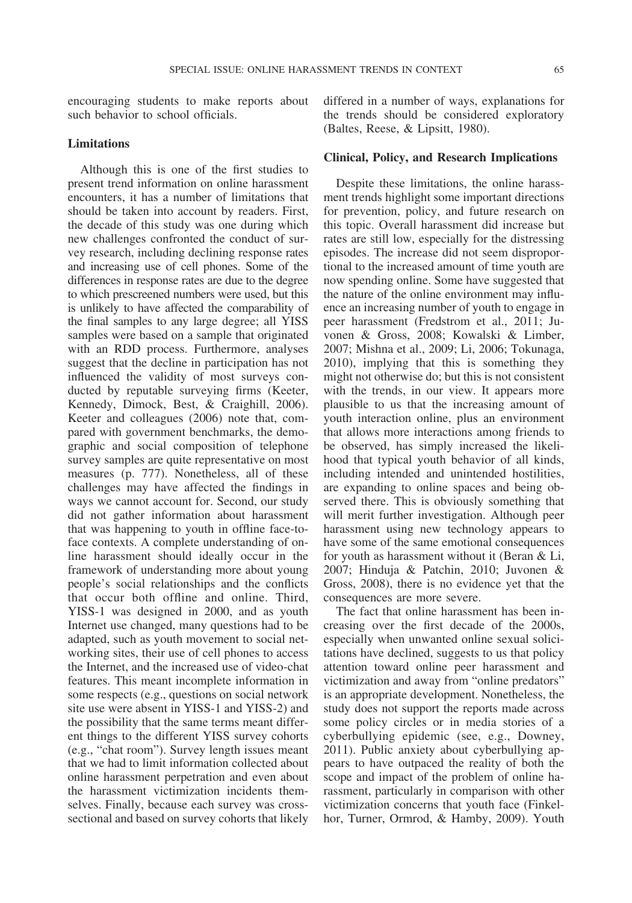encouraging students to make reports about such behavior to school officials.

### Limitations

Although this is one of the first studies to present trend information on online harassment encounters, it has a number of limitations that should be taken into account by readers. First, the decade of this study was one during which new challenges confronted the conduct of survey research, including declining response rates and increasing use of cell phones. Some of the differences in response rates are due to the degree to which prescreened numbers were used, but this is unlikely to have affected the comparability of the final samples to any large degree; all YISS samples were based on a sample that originated with an RDD process. Furthermore, analyses suggest that the decline in participation has not influenced the validity of most surveys conducted by reputable surveying firms (Keeter, Kennedy, Dimock, Best, & Craighill, 2006). Keeter and colleagues (2006) note that, compared with government benchmarks, the demographic and social composition of telephone survey samples are quite representative on most measures (p. 777). Nonetheless, all of these challenges may have affected the findings in ways we cannot account for. Second, our study did not gather information about harassment that was happening to youth in offline face-to-face contexts. A complete understanding of online harassment should ideally occur in the framework of understanding more about young people's social relationships and the conflicts that occur both offline and online. Third, YISS-1 was designed in 2000, and as youth Internet use changed, many questions had to be adapted, such as youth movement to social networking sites, their use of cell phones to access the Internet, and the increased use of video-chat features. This meant incomplete information in some respects (e.g., questions on social network site use were absent in YISS-1 and YISS-2) and the possibility that the same terms meant different things to the different YISS survey cohorts (e.g., "chat room"). Survey length issues meant that we had to limit information collected about online harassment perpetration and even about the harassment victimization incidents themselves. Finally, because each survey was cross-sectional and based on survey cohorts that likely differed in a number of ways, explanations for the trends should be considered exploratory (Baltes, Reese, & Lipsitt, 1980).

### Clinical, Policy, and Research Implications

Despite these limitations, the online harassment trends highlight some important directions for prevention, policy, and future research on this topic. Overall harassment did increase but rates are still low, especially for the distressing episodes. The increase did not seem disproportional to the increased amount of time youth are now spending online. Some have suggested that the nature of the online environment may influence an increasing number of youth to engage in peer harassment (Fredstrom et al., 2011; Juvonen & Gross, 2008; Kowalski & Limber, 2007; Mishna et al., 2009; Li, 2006; Tokunaga, 2010), implying that this is something they might not otherwise do; but this is not consistent with the trends, in our view. It appears more plausible to us that the increasing amount of youth interaction online, plus an environment that allows more interactions among friends to be observed, has simply increased the likelihood that typical youth behavior of all kinds, including intended and unintended hostilities, are expanding to online spaces and being observed there. This is obviously something that will merit further investigation. Although peer harassment using new technology appears to have some of the same emotional consequences for youth as harassment without it (Beran & Li, 2007; Hinduja & Patchin, 2010; Juvonen & Gross, 2008), there is no evidence yet that the consequences are more severe.

The fact that online harassment has been increasing over the first decade of the 2000s, especially when unwanted online sexual solicitations have declined, suggests to us that policy attention toward online peer harassment and victimization and away from "online predators" is an appropriate development. Nonetheless, the study does not support the reports made across some policy circles or in media stories of a cyberbullying epidemic (see, e.g., Downey, 2011). Public anxiety about cyberbullying appears to have outpaced the reality of both the scope and impact of the problem of online harassment, particularly in comparison with other victimization concerns that youth face (Finkelhor, Turner, Ormrod, & Hamby, 2009). Youth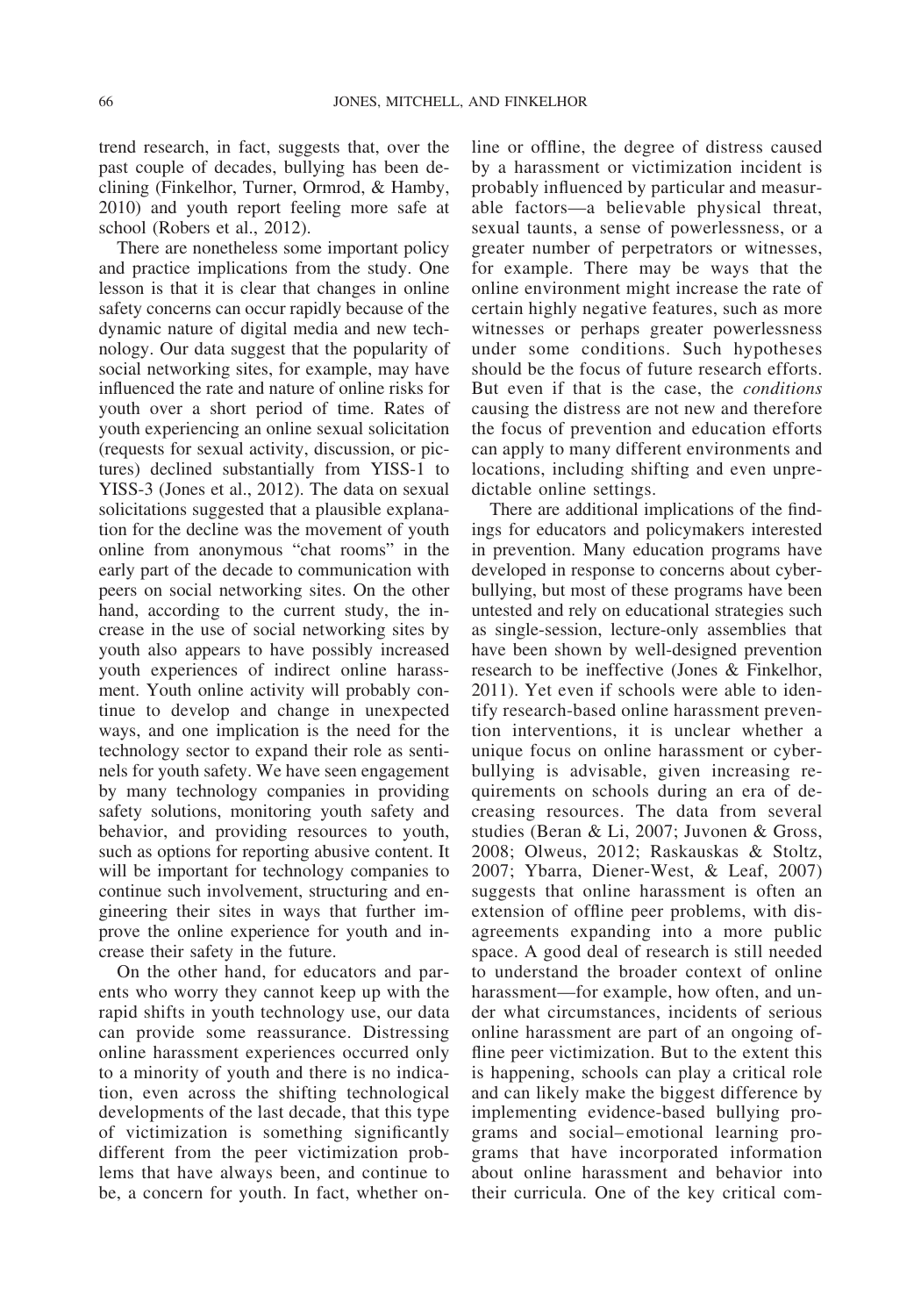trend research, in fact, suggests that, over the past couple of decades, bullying has been declining (Finkelhor, Turner, Ormrod, & Hamby, 2010) and youth report feeling more safe at school (Robers et al., 2012).

There are nonetheless some important policy and practice implications from the study. One lesson is that it is clear that changes in online safety concerns can occur rapidly because of the dynamic nature of digital media and new technology. Our data suggest that the popularity of social networking sites, for example, may have influenced the rate and nature of online risks for youth over a short period of time. Rates of youth experiencing an online sexual solicitation (requests for sexual activity, discussion, or pictures) declined substantially from YISS-1 to YISS-3 (Jones et al., 2012). The data on sexual solicitations suggested that a plausible explanation for the decline was the movement of youth online from anonymous "chat rooms" in the early part of the decade to communication with peers on social networking sites. On the other hand, according to the current study, the increase in the use of social networking sites by youth also appears to have possibly increased youth experiences of indirect online harassment. Youth online activity will probably continue to develop and change in unexpected ways, and one implication is the need for the technology sector to expand their role as sentinels for youth safety. We have seen engagement by many technology companies in providing safety solutions, monitoring youth safety and behavior, and providing resources to youth, such as options for reporting abusive content. It will be important for technology companies to continue such involvement, structuring and engineering their sites in ways that further improve the online experience for youth and increase their safety in the future.

On the other hand, for educators and parents who worry they cannot keep up with the rapid shifts in youth technology use, our data can provide some reassurance. Distressing online harassment experiences occurred only to a minority of youth and there is no indication, even across the shifting technological developments of the last decade, that this type of victimization is something significantly different from the peer victimization problems that have always been, and continue to be, a concern for youth. In fact, whether online or offline, the degree of distress caused by a harassment or victimization incident is probably influenced by particular and measurable factors—a believable physical threat, sexual taunts, a sense of powerlessness, or a greater number of perpetrators or witnesses, for example. There may be ways that the online environment might increase the rate of certain highly negative features, such as more witnesses or perhaps greater powerlessness under some conditions. Such hypotheses should be the focus of future research efforts. But even if that is the case, the *conditions* causing the distress are not new and therefore the focus of prevention and education efforts can apply to many different environments and locations, including shifting and even unpredictable online settings.

There are additional implications of the findings for educators and policymakers interested in prevention. Many education programs have developed in response to concerns about cyberbullying, but most of these programs have been untested and rely on educational strategies such as single-session, lecture-only assemblies that have been shown by well-designed prevention research to be ineffective (Jones & Finkelhor, 2011). Yet even if schools were able to identify research-based online harassment prevention interventions, it is unclear whether a unique focus on online harassment or cyberbullying is advisable, given increasing requirements on schools during an era of decreasing resources. The data from several studies (Beran & Li, 2007; Juvonen & Gross, 2008; Olweus, 2012; Raskauskas & Stoltz, 2007; Ybarra, Diener-West, & Leaf, 2007) suggests that online harassment is often an extension of offline peer problems, with disagreements expanding into a more public space. A good deal of research is still needed to understand the broader context of online harassment—for example, how often, and under what circumstances, incidents of serious online harassment are part of an ongoing offline peer victimization. But to the extent this is happening, schools can play a critical role and can likely make the biggest difference by implementing evidence-based bullying programs and social–emotional learning programs that have incorporated information about online harassment and behavior into their curricula. One of the key critical com-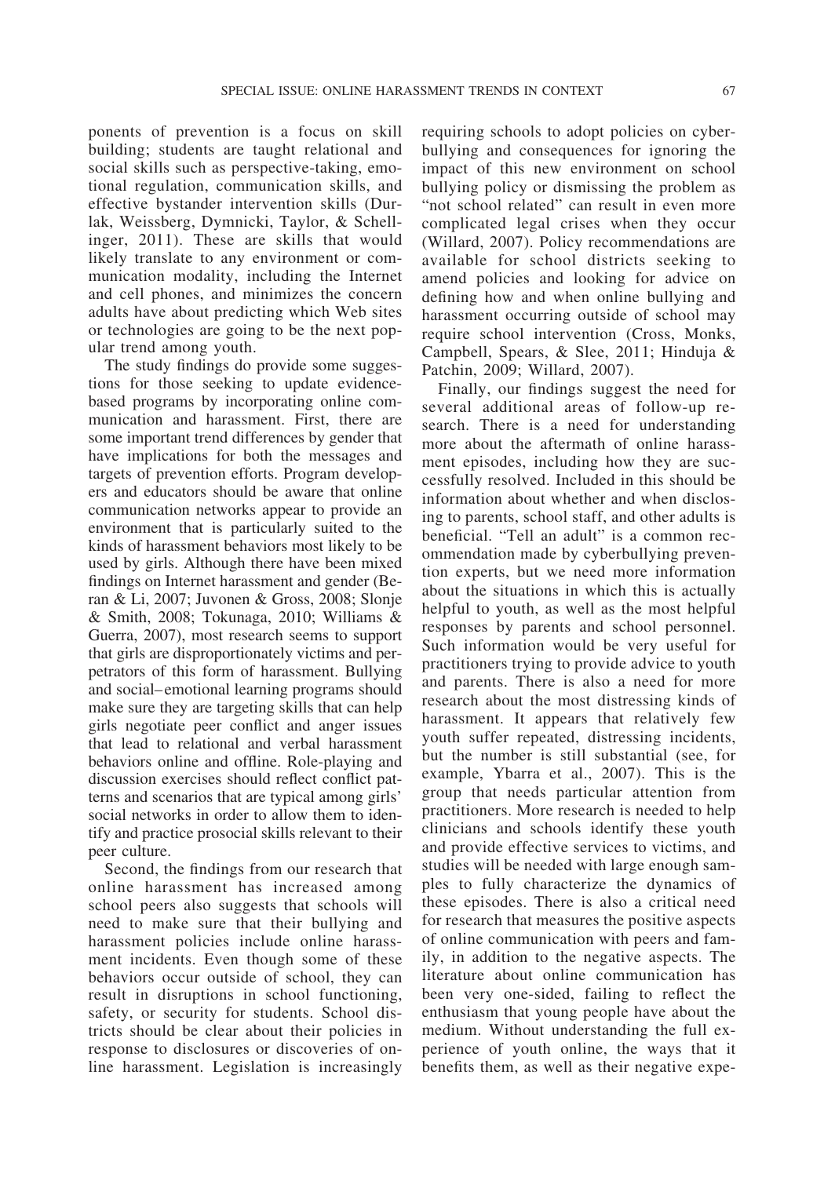ponents of prevention is a focus on skill building; students are taught relational and social skills such as perspective-taking, emotional regulation, communication skills, and effective bystander intervention skills (Durlak, Weissberg, Dymnicki, Taylor, & Schellinger, 2011). These are skills that would likely translate to any environment or communication modality, including the Internet and cell phones, and minimizes the concern adults have about predicting which Web sites or technologies are going to be the next popular trend among youth.

The study findings do provide some suggestions for those seeking to update evidence-based programs by incorporating online communication and harassment. First, there are some important trend differences by gender that have implications for both the messages and targets of prevention efforts. Program developers and educators should be aware that online communication networks appear to provide an environment that is particularly suited to the kinds of harassment behaviors most likely to be used by girls. Although there have been mixed findings on Internet harassment and gender (Beran & Li, 2007; Juvonen & Gross, 2008; Slonje & Smith, 2008; Tokunaga, 2010; Williams & Guerra, 2007), most research seems to support that girls are disproportionately victims and perpetrators of this form of harassment. Bullying and social–emotional learning programs should make sure they are targeting skills that can help girls negotiate peer conflict and anger issues that lead to relational and verbal harassment behaviors online and offline. Role-playing and discussion exercises should reflect conflict patterns and scenarios that are typical among girls' social networks in order to allow them to identify and practice prosocial skills relevant to their peer culture.

Second, the findings from our research that online harassment has increased among school peers also suggests that schools will need to make sure that their bullying and harassment policies include online harassment incidents. Even though some of these behaviors occur outside of school, they can result in disruptions in school functioning, safety, or security for students. School districts should be clear about their policies in response to disclosures or discoveries of online harassment. Legislation is increasingly requiring schools to adopt policies on cyberbullying and consequences for ignoring the impact of this new environment on school bullying policy or dismissing the problem as "not school related" can result in even more complicated legal crises when they occur (Willard, 2007). Policy recommendations are available for school districts seeking to amend policies and looking for advice on defining how and when online bullying and harassment occurring outside of school may require school intervention (Cross, Monks, Campbell, Spears, & Slee, 2011; Hinduja & Patchin, 2009; Willard, 2007).

Finally, our findings suggest the need for several additional areas of follow-up research. There is a need for understanding more about the aftermath of online harassment episodes, including how they are successfully resolved. Included in this should be information about whether and when disclosing to parents, school staff, and other adults is beneficial. "Tell an adult" is a common recommendation made by cyberbullying prevention experts, but we need more information about the situations in which this is actually helpful to youth, as well as the most helpful responses by parents and school personnel. Such information would be very useful for practitioners trying to provide advice to youth and parents. There is also a need for more research about the most distressing kinds of harassment. It appears that relatively few youth suffer repeated, distressing incidents, but the number is still substantial (see, for example, Ybarra et al., 2007). This is the group that needs particular attention from practitioners. More research is needed to help clinicians and schools identify these youth and provide effective services to victims, and studies will be needed with large enough samples to fully characterize the dynamics of these episodes. There is also a critical need for research that measures the positive aspects of online communication with peers and family, in addition to the negative aspects. The literature about online communication has been very one-sided, failing to reflect the enthusiasm that young people have about the medium. Without understanding the full experience of youth online, the ways that it benefits them, as well as their negative expe-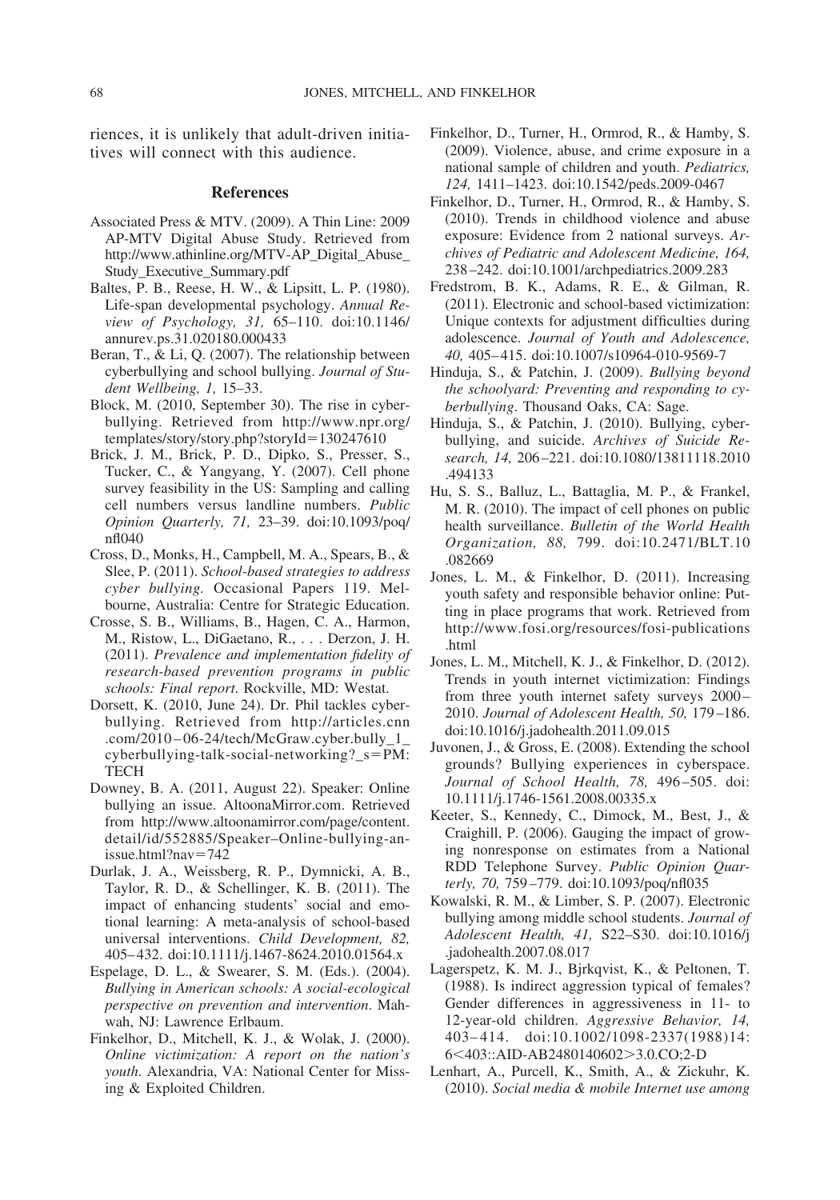riences, it is unlikely that adult-driven initiatives will connect with this audience.

## References

Associated Press & MTV. (2009). A Thin Line: 2009 AP-MTV Digital Abuse Study. Retrieved from http://www.athinline.org/MTV-AP_Digital_Abuse_Study_Executive_Summary.pdf

Baltes, P. B., Reese, H. W., & Lipsitt, L. P. (1980). Life-span developmental psychology. *Annual Review of Psychology, 31,* 65–110. doi:10.1146/annurev.ps.31.020180.000433

Beran, T., & Li, Q. (2007). The relationship between cyberbullying and school bullying. *Journal of Student Wellbeing, 1,* 15–33.

Block, M. (2010, September 30). The rise in cyberbullying. Retrieved from http://www.npr.org/templates/story/story.php?storyId=130247610

Brick, J. M., Brick, P. D., Dipko, S., Presser, S., Tucker, C., & Yangyang, Y. (2007). Cell phone survey feasibility in the US: Sampling and calling cell numbers versus landline numbers. *Public Opinion Quarterly, 71,* 23–39. doi:10.1093/poq/nfl040

Cross, D., Monks, H., Campbell, M. A., Spears, B., & Slee, P. (2011). *School-based strategies to address cyber bullying.* Occasional Papers 119. Melbourne, Australia: Centre for Strategic Education.

Crosse, S. B., Williams, B., Hagen, C. A., Harmon, M., Ristow, L., DiGaetano, R., . . . Derzon, J. H. (2011). *Prevalence and implementation fidelity of research-based prevention programs in public schools: Final report.* Rockville, MD: Westat.

Dorsett, K. (2010, June 24). Dr. Phil tackles cyberbullying. Retrieved from http://articles.cnn.com/2010–06-24/tech/McGraw.cyber.bully_1_cyberbullying-talk-social-networking?_s=PM:TECH

Downey, B. A. (2011, August 22). Speaker: Online bullying an issue. AltoonaMirror.com. Retrieved from http://www.altoonamirror.com/page/content.detail/id/552885/Speaker–Online-bullying-an-issue.html?nav=742

Durlak, J. A., Weissberg, R. P., Dymnicki, A. B., Taylor, R. D., & Schellinger, K. B. (2011). The impact of enhancing students' social and emotional learning: A meta-analysis of school-based universal interventions. *Child Development, 82,* 405–432. doi:10.1111/j.1467-8624.2010.01564.x

Espelage, D. L., & Swearer, S. M. (Eds.). (2004). *Bullying in American schools: A social-ecological perspective on prevention and intervention.* Mahwah, NJ: Lawrence Erlbaum.

Finkelhor, D., Mitchell, K. J., & Wolak, J. (2000). *Online victimization: A report on the nation's youth.* Alexandria, VA: National Center for Missing & Exploited Children.

Finkelhor, D., Turner, H., Ormrod, R., & Hamby, S. (2009). Violence, abuse, and crime exposure in a national sample of children and youth. *Pediatrics, 124,* 1411–1423. doi:10.1542/peds.2009-0467

Finkelhor, D., Turner, H., Ormrod, R., & Hamby, S. (2010). Trends in childhood violence and abuse exposure: Evidence from 2 national surveys. *Archives of Pediatric and Adolescent Medicine, 164,* 238–242. doi:10.1001/archpediatrics.2009.283

Fredstrom, B. K., Adams, R. E., & Gilman, R. (2011). Electronic and school-based victimization: Unique contexts for adjustment difficulties during adolescence. *Journal of Youth and Adolescence, 40,* 405–415. doi:10.1007/s10964-010-9569-7

Hinduja, S., & Patchin, J. (2009). *Bullying beyond the schoolyard: Preventing and responding to cyberbullying.* Thousand Oaks, CA: Sage.

Hinduja, S., & Patchin, J. (2010). Bullying, cyberbullying, and suicide. *Archives of Suicide Research, 14,* 206–221. doi:10.1080/13811118.2010.494133

Hu, S. S., Balluz, L., Battaglia, M. P., & Frankel, M. R. (2010). The impact of cell phones on public health surveillance. *Bulletin of the World Health Organization, 88,* 799. doi:10.2471/BLT.10.082669

Jones, L. M., & Finkelhor, D. (2011). Increasing youth safety and responsible behavior online: Putting in place programs that work. Retrieved from http://www.fosi.org/resources/fosi-publications.html

Jones, L. M., Mitchell, K. J., & Finkelhor, D. (2012). Trends in youth internet victimization: Findings from three youth internet safety surveys 2000–2010. *Journal of Adolescent Health, 50,* 179–186. doi:10.1016/j.jadohealth.2011.09.015

Juvonen, J., & Gross, E. (2008). Extending the school grounds? Bullying experiences in cyberspace. *Journal of School Health, 78,* 496–505. doi:10.1111/j.1746-1561.2008.00335.x

Keeter, S., Kennedy, C., Dimock, M., Best, J., & Craighill, P. (2006). Gauging the impact of growing nonresponse on estimates from a National RDD Telephone Survey. *Public Opinion Quarterly, 70,* 759–779. doi:10.1093/poq/nfl035

Kowalski, R. M., & Limber, S. P. (2007). Electronic bullying among middle school students. *Journal of Adolescent Health, 41,* S22–S30. doi:10.1016/j.jadohealth.2007.08.017

Lagerspetz, K. M. J., Bjrkqvist, K., & Peltonen, T. (1988). Is indirect aggression typical of females? Gender differences in aggressiveness in 11- to 12-year-old children. *Aggressive Behavior, 14,* 403–414. doi:10.1002/1098-2337(1988)14:6<403::AID-AB2480140602>3.0.CO;2-D

Lenhart, A., Purcell, K., Smith, A., & Zickuhr, K. (2010). *Social media & mobile Internet use among*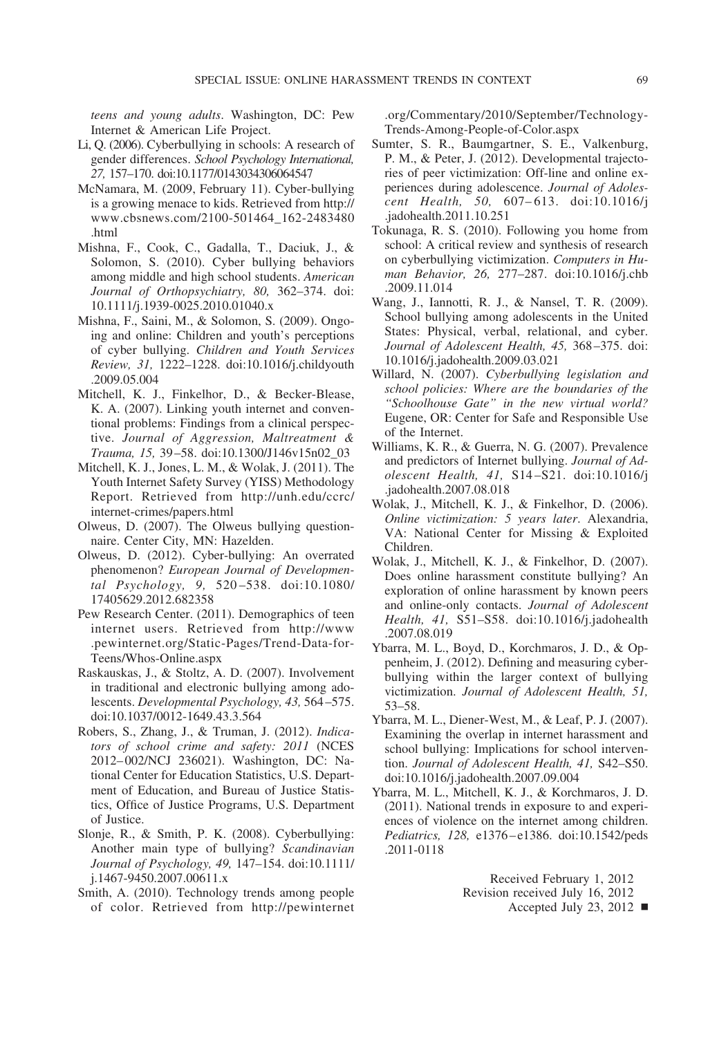*teens and young adults*. Washington, DC: Pew Internet & American Life Project.

Li, Q. (2006). Cyberbullying in schools: A research of gender differences. *School Psychology International, 27,* 157–170. doi:10.1177/0143034306064547

McNamara, M. (2009, February 11). Cyber-bullying is a growing menace to kids. Retrieved from http://www.cbsnews.com/2100-501464_162-2483480.html

Mishna, F., Cook, C., Gadalla, T., Daciuk, J., & Solomon, S. (2010). Cyber bullying behaviors among middle and high school students. *American Journal of Orthopsychiatry, 80,* 362–374. doi:10.1111/j.1939-0025.2010.01040.x

Mishna, F., Saini, M., & Solomon, S. (2009). Ongoing and online: Children and youth's perceptions of cyber bullying. *Children and Youth Services Review, 31,* 1222–1228. doi:10.1016/j.childyouth.2009.05.004

Mitchell, K. J., Finkelhor, D., & Becker-Blease, K. A. (2007). Linking youth internet and conventional problems: Findings from a clinical perspective. *Journal of Aggression, Maltreatment & Trauma, 15,* 39–58. doi:10.1300/J146v15n02_03

Mitchell, K. J., Jones, L. M., & Wolak, J. (2011). The Youth Internet Safety Survey (YISS) Methodology Report. Retrieved from http://unh.edu/ccrc/internet-crimes/papers.html

Olweus, D. (2007). The Olweus bullying questionnaire. Center City, MN: Hazelden.

Olweus, D. (2012). Cyber-bullying: An overrated phenomenon? *European Journal of Developmental Psychology, 9,* 520–538. doi:10.1080/17405629.2012.682358

Pew Research Center. (2011). Demographics of teen internet users. Retrieved from http://www.pewinternet.org/Static-Pages/Trend-Data-for-Teens/Whos-Online.aspx

Raskauskas, J., & Stoltz, A. D. (2007). Involvement in traditional and electronic bullying among adolescents. *Developmental Psychology, 43,* 564–575. doi:10.1037/0012-1649.43.3.564

Robers, S., Zhang, J., & Truman, J. (2012). *Indicators of school crime and safety: 2011* (NCES 2012–002/NCJ 236021). Washington, DC: National Center for Education Statistics, U.S. Department of Education, and Bureau of Justice Statistics, Office of Justice Programs, U.S. Department of Justice.

Slonje, R., & Smith, P. K. (2008). Cyberbullying: Another main type of bullying? *Scandinavian Journal of Psychology, 49,* 147–154. doi:10.1111/j.1467-9450.2007.00611.x

Smith, A. (2010). Technology trends among people of color. Retrieved from http://pewinternet.org/Commentary/2010/September/Technology-Trends-Among-People-of-Color.aspx

Sumter, S. R., Baumgartner, S. E., Valkenburg, P. M., & Peter, J. (2012). Developmental trajectories of peer victimization: Off-line and online experiences during adolescence. *Journal of Adolescent Health, 50,* 607–613. doi:10.1016/j.jadohealth.2011.10.251

Tokunaga, R. S. (2010). Following you home from school: A critical review and synthesis of research on cyberbullying victimization. *Computers in Human Behavior, 26,* 277–287. doi:10.1016/j.chb.2009.11.014

Wang, J., Iannotti, R. J., & Nansel, T. R. (2009). School bullying among adolescents in the United States: Physical, verbal, relational, and cyber. *Journal of Adolescent Health, 45,* 368–375. doi:10.1016/j.jadohealth.2009.03.021

Willard, N. (2007). *Cyberbullying legislation and school policies: Where are the boundaries of the "Schoolhouse Gate" in the new virtual world?* Eugene, OR: Center for Safe and Responsible Use of the Internet.

Williams, K. R., & Guerra, N. G. (2007). Prevalence and predictors of Internet bullying. *Journal of Adolescent Health, 41,* S14–S21. doi:10.1016/j.jadohealth.2007.08.018

Wolak, J., Mitchell, K. J., & Finkelhor, D. (2006). *Online victimization: 5 years later*. Alexandria, VA: National Center for Missing & Exploited Children.

Wolak, J., Mitchell, K. J., & Finkelhor, D. (2007). Does online harassment constitute bullying? An exploration of online harassment by known peers and online-only contacts. *Journal of Adolescent Health, 41,* S51–S58. doi:10.1016/j.jadohealth.2007.08.019

Ybarra, M. L., Boyd, D., Korchmaros, J. D., & Oppenheim, J. (2012). Defining and measuring cyberbullying within the larger context of bullying victimization. *Journal of Adolescent Health, 51,* 53–58.

Ybarra, M. L., Diener-West, M., & Leaf, P. J. (2007). Examining the overlap in internet harassment and school bullying: Implications for school intervention. *Journal of Adolescent Health, 41,* S42–S50. doi:10.1016/j.jadohealth.2007.09.004

Ybarra, M. L., Mitchell, K. J., & Korchmaros, J. D. (2011). National trends in exposure to and experiences of violence on the internet among children. *Pediatrics, 128,* e1376–e1386. doi:10.1542/peds.2011-0118

Received February 1, 2012
Revision received July 16, 2012
Accepted July 23, 2012 ■